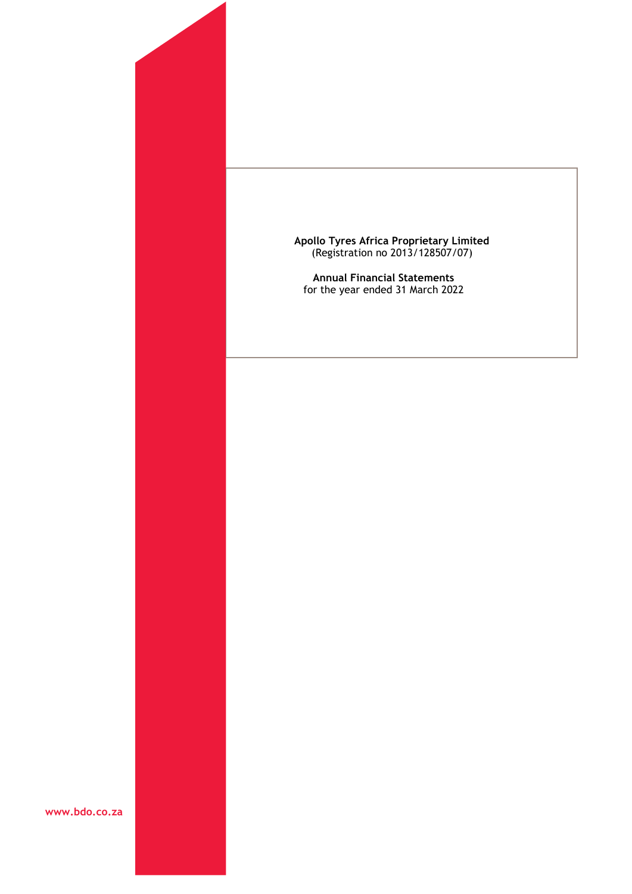**Apollo Tyres Africa Proprietary Limited**
(Registration no 2013/128507/07)

**Annual Financial Statements**
for the year ended 31 March 2022

www.bdo.co.za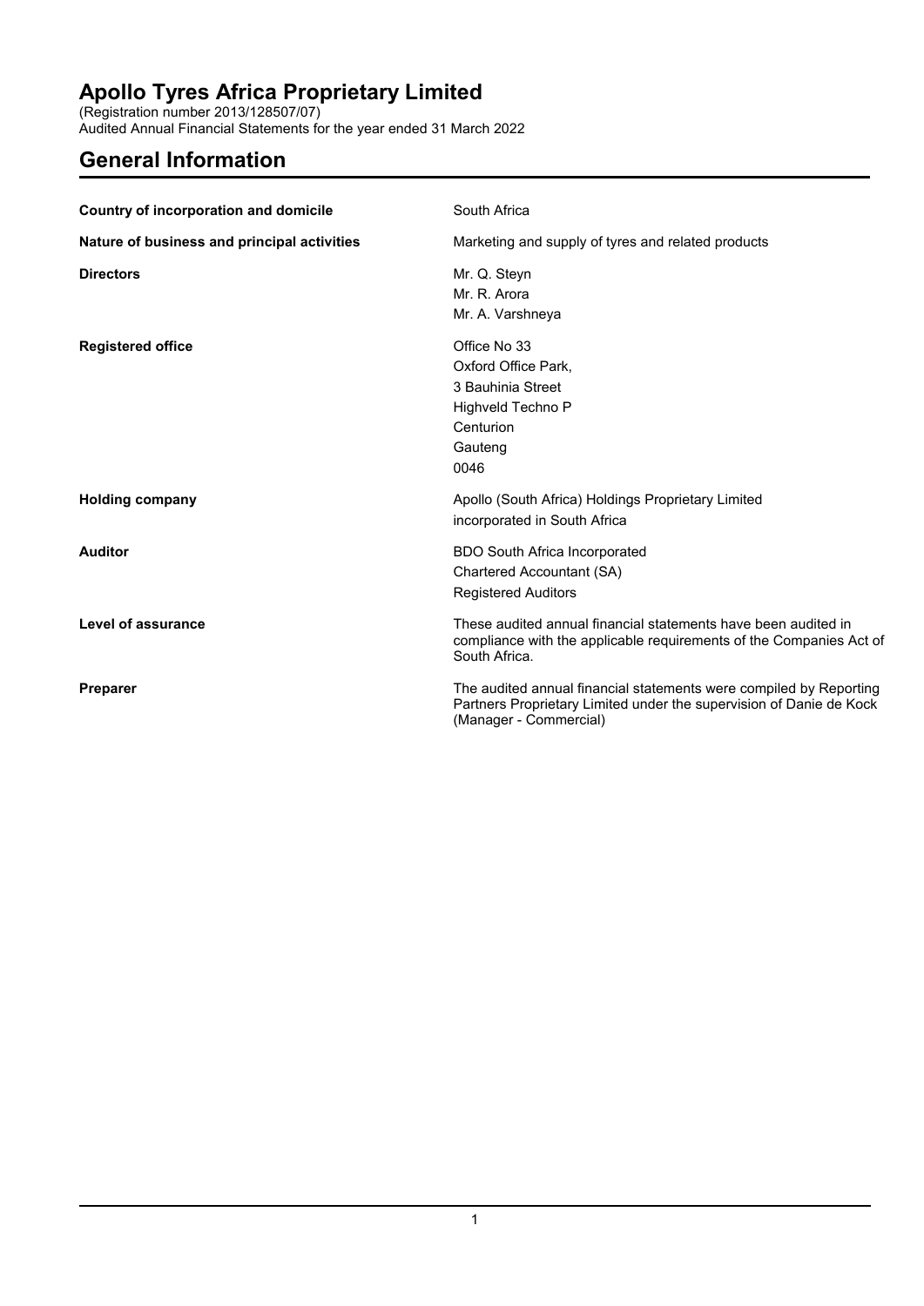# Apollo Tyres Africa Proprietary Limited

(Registration number 2013/128507/07)
Audited Annual Financial Statements for the year ended 31 March 2022

## General Information

| | |
|---|---|
| **Country of incorporation and domicile** | South Africa |
| **Nature of business and principal activities** | Marketing and supply of tyres and related products |
| **Directors** | Mr. Q. Steyn<br>Mr. R. Arora<br>Mr. A. Varshneya |
| **Registered office** | Office No 33<br>Oxford Office Park,<br>3 Bauhinia Street<br>Highveld Techno P<br>Centurion<br>Gauteng<br>0046 |
| **Holding company** | Apollo (South Africa) Holdings Proprietary Limited<br>incorporated in South Africa |
| **Auditor** | BDO South Africa Incorporated<br>Chartered Accountant (SA)<br>Registered Auditors |
| **Level of assurance** | These audited annual financial statements have been audited in compliance with the applicable requirements of the Companies Act of South Africa. |
| **Preparer** | The audited annual financial statements were compiled by Reporting Partners Proprietary Limited under the supervision of Danie de Kock (Manager - Commercial) |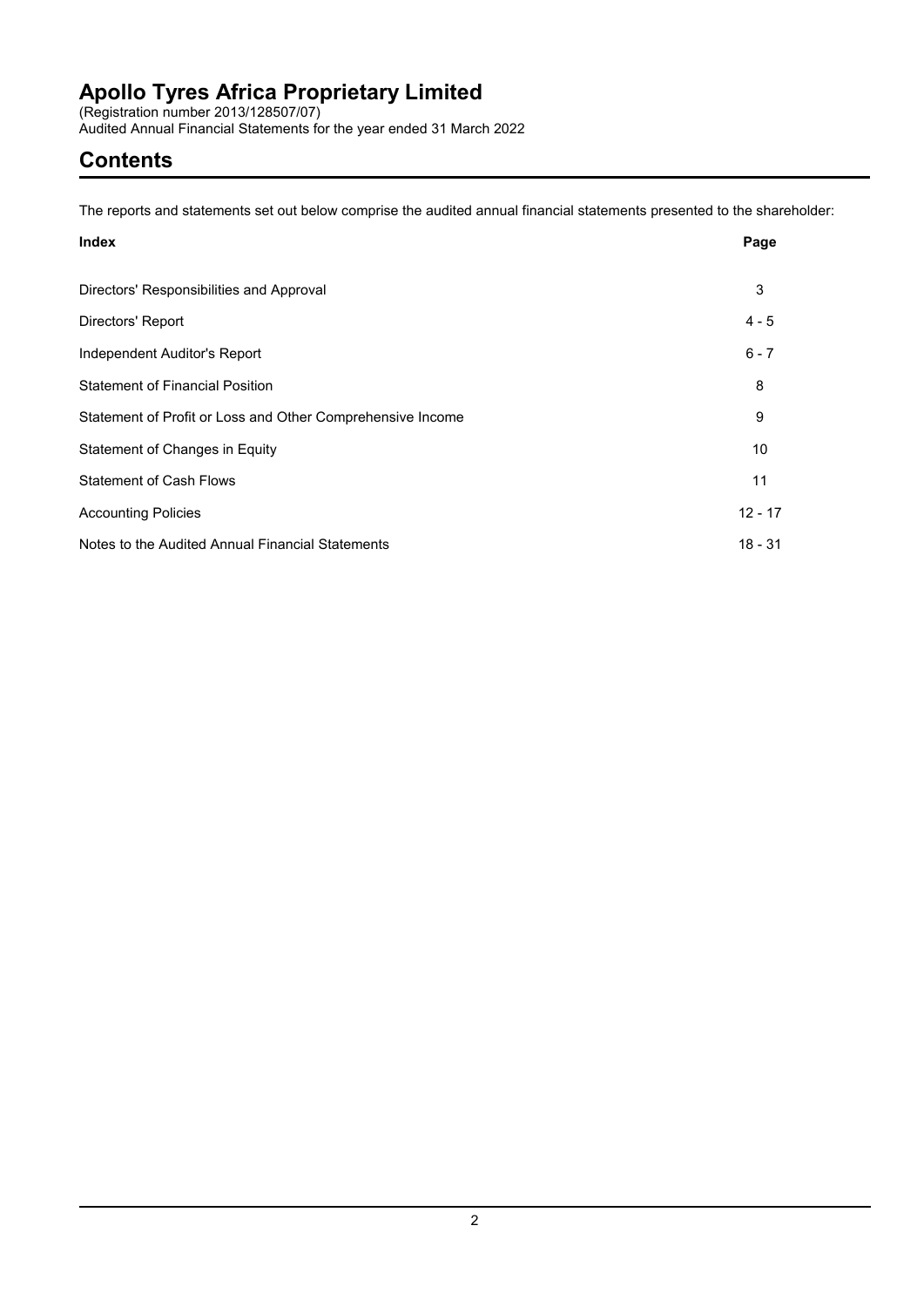# Apollo Tyres Africa Proprietary Limited

(Registration number 2013/128507/07)
Audited Annual Financial Statements for the year ended 31 March 2022

## Contents

The reports and statements set out below comprise the audited annual financial statements presented to the shareholder:

| Index | Page |
| --- | --- |
| Directors' Responsibilities and Approval | 3 |
| Directors' Report | 4 - 5 |
| Independent Auditor's Report | 6 - 7 |
| Statement of Financial Position | 8 |
| Statement of Profit or Loss and Other Comprehensive Income | 9 |
| Statement of Changes in Equity | 10 |
| Statement of Cash Flows | 11 |
| Accounting Policies | 12 - 17 |
| Notes to the Audited Annual Financial Statements | 18 - 31 |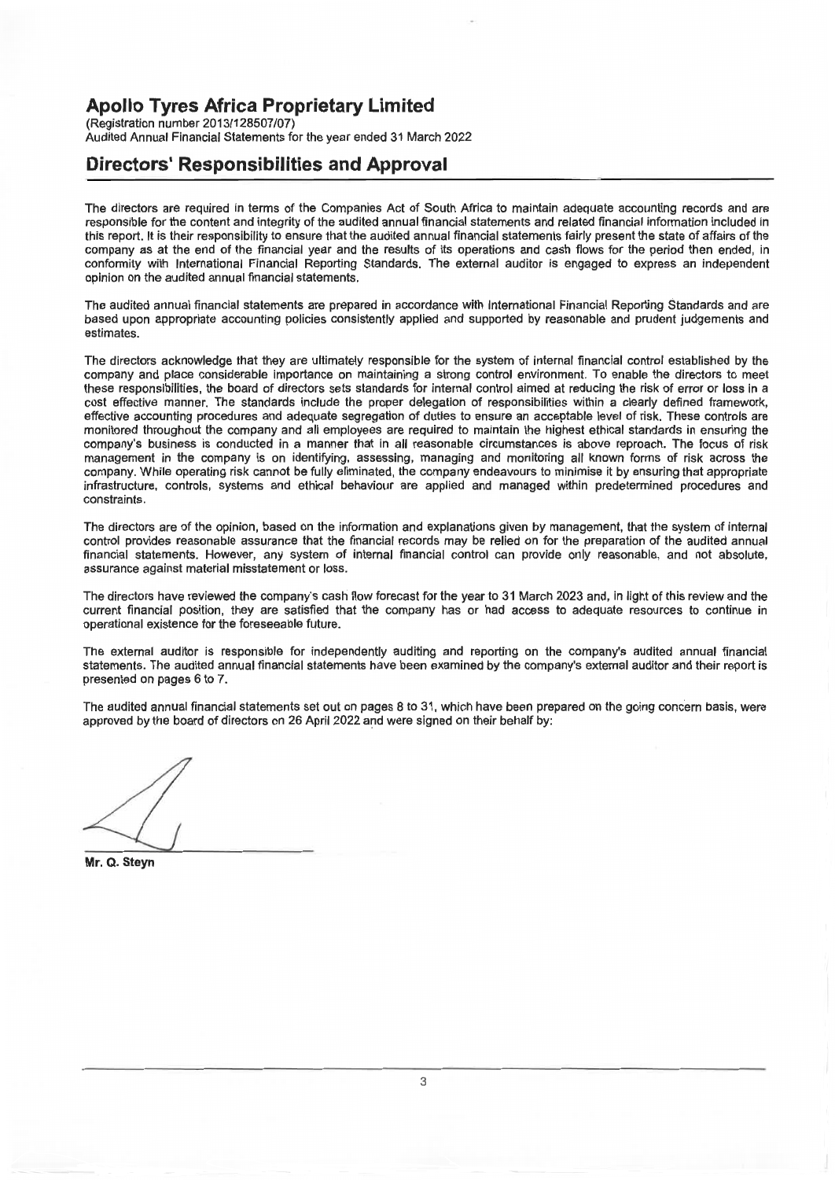# Apollo Tyres Africa Proprietary Limited

(Registration number 2013/128507/07)
Audited Annual Financial Statements for the year ended 31 March 2022

## Directors' Responsibilities and Approval

The directors are required in terms of the Companies Act of South Africa to maintain adequate accounting records and are responsible for the content and integrity of the audited annual financial statements and related financial information included in this report. It is their responsibility to ensure that the audited annual financial statements fairly present the state of affairs of the company as at the end of the financial year and the results of its operations and cash flows for the period then ended, in conformity with International Financial Reporting Standards. The external auditor is engaged to express an independent opinion on the audited annual financial statements.

The audited annual financial statements are prepared in accordance with International Financial Reporting Standards and are based upon appropriate accounting policies consistently applied and supported by reasonable and prudent judgements and estimates.

The directors acknowledge that they are ultimately responsible for the system of internal financial control established by the company and place considerable importance on maintaining a strong control environment. To enable the directors to meet these responsibilities, the board of directors sets standards for internal control aimed at reducing the risk of error or loss in a cost effective manner. The standards include the proper delegation of responsibilities within a clearly defined framework, effective accounting procedures and adequate segregation of duties to ensure an acceptable level of risk. These controls are monitored throughout the company and all employees are required to maintain the highest ethical standards in ensuring the company's business is conducted in a manner that in all reasonable circumstances is above reproach. The focus of risk management in the company is on identifying, assessing, managing and monitoring all known forms of risk across the company. While operating risk cannot be fully eliminated, the company endeavours to minimise it by ensuring that appropriate infrastructure, controls, systems and ethical behaviour are applied and managed within predetermined procedures and constraints.

The directors are of the opinion, based on the information and explanations given by management, that the system of internal control provides reasonable assurance that the financial records may be relied on for the preparation of the audited annual financial statements. However, any system of internal financial control can provide only reasonable, and not absolute, assurance against material misstatement or loss.

The directors have reviewed the company's cash flow forecast for the year to 31 March 2023 and, in light of this review and the current financial position, they are satisfied that the company has or had access to adequate resources to continue in operational existence for the foreseeable future.

The external auditor is responsible for independently auditing and reporting on the company's audited annual financial statements. The audited annual financial statements have been examined by the company's external auditor and their report is presented on pages 6 to 7.

The audited annual financial statements set out on pages 8 to 31, which have been prepared on the going concern basis, were approved by the board of directors on 26 April 2022 and were signed on their behalf by:

**Mr. Q. Steyn**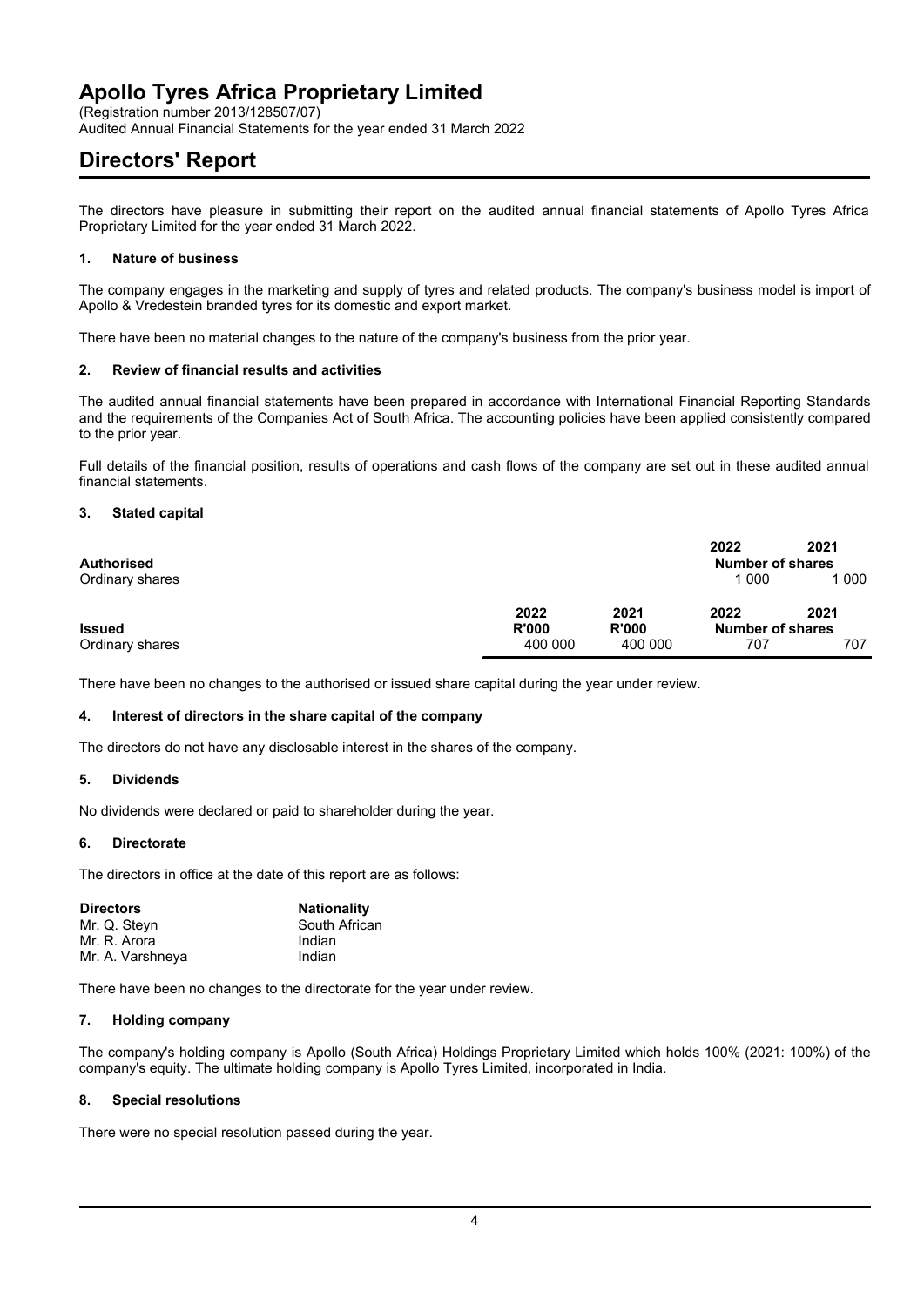# Apollo Tyres Africa Proprietary Limited

(Registration number 2013/128507/07)
Audited Annual Financial Statements for the year ended 31 March 2022

## Directors' Report

The directors have pleasure in submitting their report on the audited annual financial statements of Apollo Tyres Africa Proprietary Limited for the year ended 31 March 2022.

### 1. Nature of business

The company engages in the marketing and supply of tyres and related products. The company's business model is import of Apollo & Vredestein branded tyres for its domestic and export market.

There have been no material changes to the nature of the company's business from the prior year.

### 2. Review of financial results and activities

The audited annual financial statements have been prepared in accordance with International Financial Reporting Standards and the requirements of the Companies Act of South Africa. The accounting policies have been applied consistently compared to the prior year.

Full details of the financial position, results of operations and cash flows of the company are set out in these audited annual financial statements.

### 3. Stated capital

| | | | 2022 | 2021 |
|---|---|---|---|---|
| **Authorised** | | | **Number of shares** | |
| Ordinary shares | | | 1 000 | 1 000 |

| | 2022 | 2021 | 2022 | 2021 |
|---|---|---|---|---|
| **Issued** | **R'000** | **R'000** | **Number of shares** | |
| Ordinary shares | 400 000 | 400 000 | 707 | 707 |

There have been no changes to the authorised or issued share capital during the year under review.

### 4. Interest of directors in the share capital of the company

The directors do not have any disclosable interest in the shares of the company.

### 5. Dividends

No dividends were declared or paid to shareholder during the year.

### 6. Directorate

The directors in office at the date of this report are as follows:

| Directors | Nationality |
|---|---|
| Mr. Q. Steyn | South African |
| Mr. R. Arora | Indian |
| Mr. A. Varshneya | Indian |

There have been no changes to the directorate for the year under review.

### 7. Holding company

The company's holding company is Apollo (South Africa) Holdings Proprietary Limited which holds 100% (2021: 100%) of the company's equity. The ultimate holding company is Apollo Tyres Limited, incorporated in India.

### 8. Special resolutions

There were no special resolution passed during the year.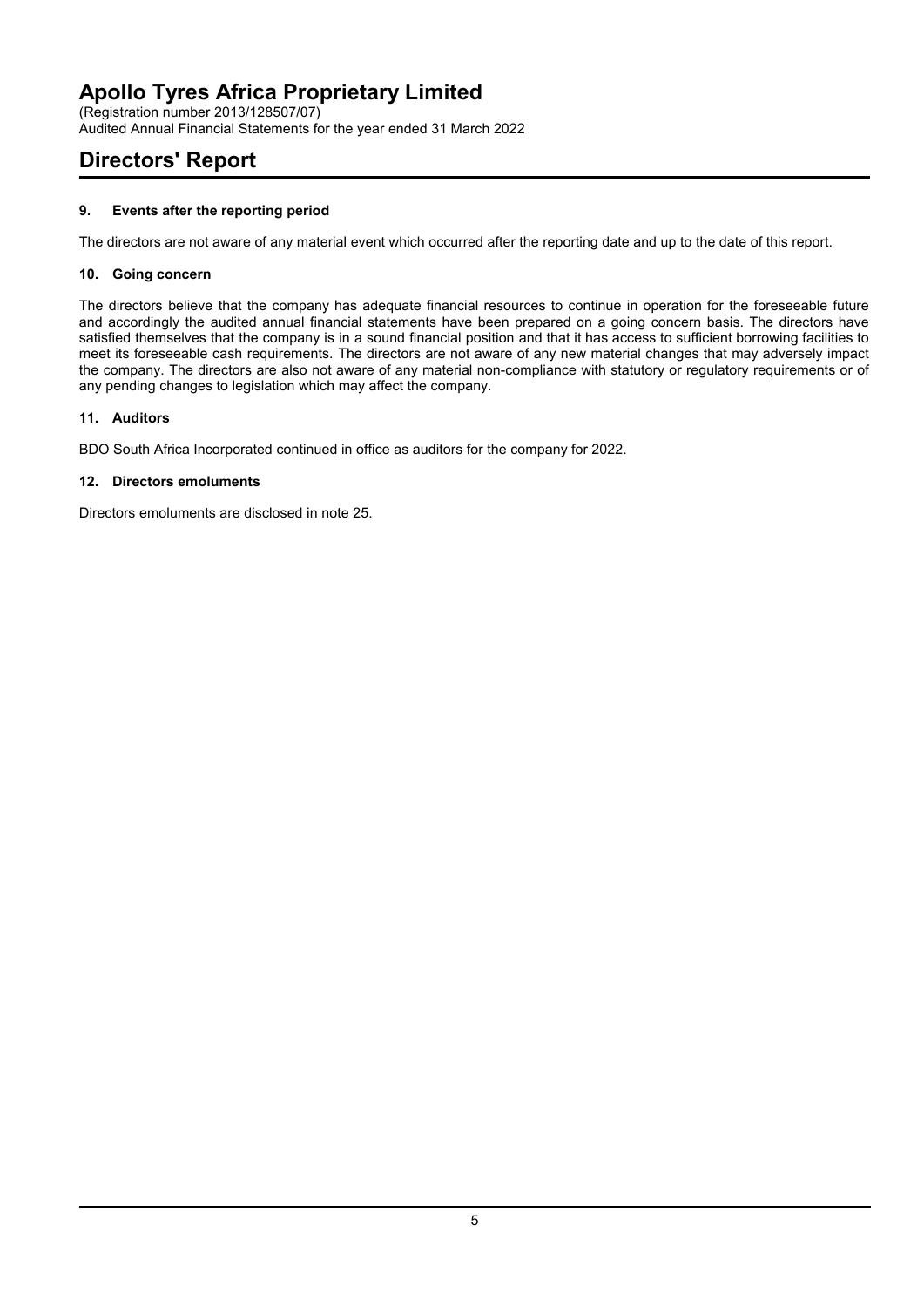# Apollo Tyres Africa Proprietary Limited

(Registration number 2013/128507/07)
Audited Annual Financial Statements for the year ended 31 March 2022

# Directors' Report

### 9. Events after the reporting period

The directors are not aware of any material event which occurred after the reporting date and up to the date of this report.

### 10. Going concern

The directors believe that the company has adequate financial resources to continue in operation for the foreseeable future and accordingly the audited annual financial statements have been prepared on a going concern basis. The directors have satisfied themselves that the company is in a sound financial position and that it has access to sufficient borrowing facilities to meet its foreseeable cash requirements. The directors are not aware of any new material changes that may adversely impact the company. The directors are also not aware of any material non-compliance with statutory or regulatory requirements or of any pending changes to legislation which may affect the company.

### 11. Auditors

BDO South Africa Incorporated continued in office as auditors for the company for 2022.

### 12. Directors emoluments

Directors emoluments are disclosed in note 25.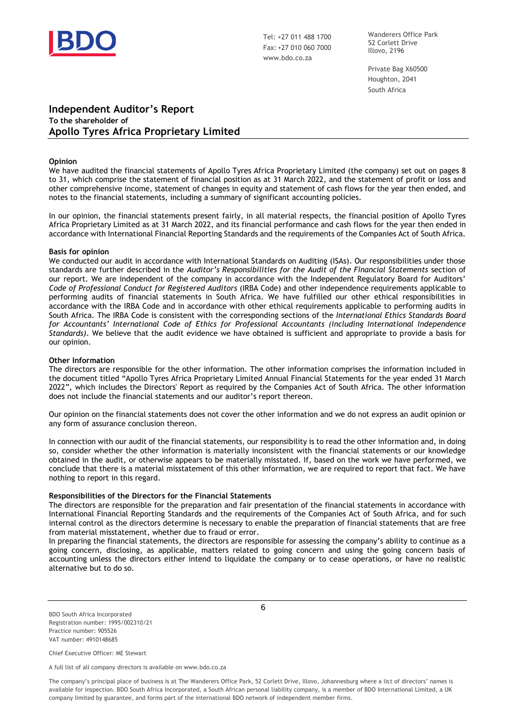Tel: +27 011 488 1700
Fax: +27 010 060 7000
www.bdo.co.za

Wanderers Office Park
52 Corlett Drive
Illovo, 2196

Private Bag X60500
Houghton, 2041
South Africa

# Independent Auditor's Report

**To the shareholder of**

## Apollo Tyres Africa Proprietary Limited

**Opinion**

We have audited the financial statements of Apollo Tyres Africa Proprietary Limited (the company) set out on pages 8 to 31, which comprise the statement of financial position as at 31 March 2022, and the statement of profit or loss and other comprehensive income, statement of changes in equity and statement of cash flows for the year then ended, and notes to the financial statements, including a summary of significant accounting policies.

In our opinion, the financial statements present fairly, in all material respects, the financial position of Apollo Tyres Africa Proprietary Limited as at 31 March 2022, and its financial performance and cash flows for the year then ended in accordance with International Financial Reporting Standards and the requirements of the Companies Act of South Africa.

**Basis for opinion**

We conducted our audit in accordance with International Standards on Auditing (ISAs). Our responsibilities under those standards are further described in the *Auditor's Responsibilities for the Audit of the Financial Statements* section of our report. We are independent of the company in accordance with the Independent Regulatory Board for Auditors' *Code of Professional Conduct for Registered Auditors* (IRBA Code) and other independence requirements applicable to performing audits of financial statements in South Africa. We have fulfilled our other ethical responsibilities in accordance with the IRBA Code and in accordance with other ethical requirements applicable to performing audits in South Africa. The IRBA Code is consistent with the corresponding sections of the *International Ethics Standards Board for Accountants' International Code of Ethics for Professional Accountants (including International Independence Standards)*. We believe that the audit evidence we have obtained is sufficient and appropriate to provide a basis for our opinion.

**Other Information**

The directors are responsible for the other information. The other information comprises the information included in the document titled "Apollo Tyres Africa Proprietary Limited Annual Financial Statements for the year ended 31 March 2022", which includes the Directors' Report as required by the Companies Act of South Africa. The other information does not include the financial statements and our auditor's report thereon.

Our opinion on the financial statements does not cover the other information and we do not express an audit opinion or any form of assurance conclusion thereon.

In connection with our audit of the financial statements, our responsibility is to read the other information and, in doing so, consider whether the other information is materially inconsistent with the financial statements or our knowledge obtained in the audit, or otherwise appears to be materially misstated. If, based on the work we have performed, we conclude that there is a material misstatement of this other information, we are required to report that fact. We have nothing to report in this regard.

**Responsibilities of the Directors for the Financial Statements**

The directors are responsible for the preparation and fair presentation of the financial statements in accordance with International Financial Reporting Standards and the requirements of the Companies Act of South Africa, and for such internal control as the directors determine is necessary to enable the preparation of financial statements that are free from material misstatement, whether due to fraud or error.

In preparing the financial statements, the directors are responsible for assessing the company's ability to continue as a going concern, disclosing, as applicable, matters related to going concern and using the going concern basis of accounting unless the directors either intend to liquidate the company or to cease operations, or have no realistic alternative but to do so.

BDO South Africa Incorporated
Registration number: 1995/002310/21
Practice number: 905526
VAT number: 4910148685

Chief Executive Officer: ME Stewart

A full list of all company directors is available on www.bdo.co.za

The company's principal place of business is at The Wanderers Office Park, 52 Corlett Drive, Illovo, Johannesburg where a list of directors' names is available for inspection. BDO South Africa Incorporated, a South African personal liability company, is a member of BDO International Limited, a UK company limited by guarantee, and forms part of the international BDO network of independent member firms.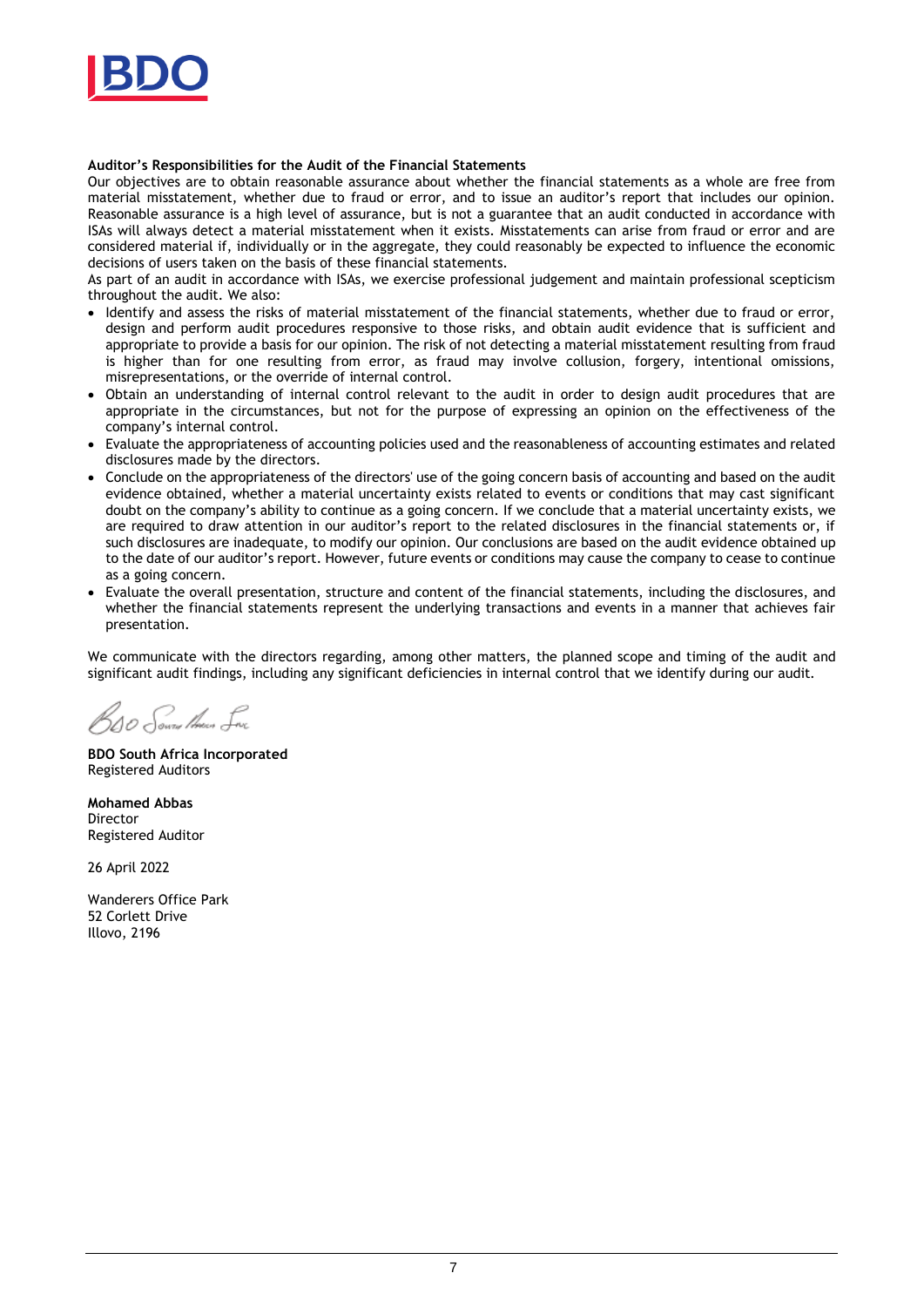**Auditor's Responsibilities for the Audit of the Financial Statements**

Our objectives are to obtain reasonable assurance about whether the financial statements as a whole are free from material misstatement, whether due to fraud or error, and to issue an auditor's report that includes our opinion. Reasonable assurance is a high level of assurance, but is not a guarantee that an audit conducted in accordance with ISAs will always detect a material misstatement when it exists. Misstatements can arise from fraud or error and are considered material if, individually or in the aggregate, they could reasonably be expected to influence the economic decisions of users taken on the basis of these financial statements.

As part of an audit in accordance with ISAs, we exercise professional judgement and maintain professional scepticism throughout the audit. We also:

- Identify and assess the risks of material misstatement of the financial statements, whether due to fraud or error, design and perform audit procedures responsive to those risks, and obtain audit evidence that is sufficient and appropriate to provide a basis for our opinion. The risk of not detecting a material misstatement resulting from fraud is higher than for one resulting from error, as fraud may involve collusion, forgery, intentional omissions, misrepresentations, or the override of internal control.
- Obtain an understanding of internal control relevant to the audit in order to design audit procedures that are appropriate in the circumstances, but not for the purpose of expressing an opinion on the effectiveness of the company's internal control.
- Evaluate the appropriateness of accounting policies used and the reasonableness of accounting estimates and related disclosures made by the directors.
- Conclude on the appropriateness of the directors' use of the going concern basis of accounting and based on the audit evidence obtained, whether a material uncertainty exists related to events or conditions that may cast significant doubt on the company's ability to continue as a going concern. If we conclude that a material uncertainty exists, we are required to draw attention in our auditor's report to the related disclosures in the financial statements or, if such disclosures are inadequate, to modify our opinion. Our conclusions are based on the audit evidence obtained up to the date of our auditor's report. However, future events or conditions may cause the company to cease to continue as a going concern.
- Evaluate the overall presentation, structure and content of the financial statements, including the disclosures, and whether the financial statements represent the underlying transactions and events in a manner that achieves fair presentation.

We communicate with the directors regarding, among other matters, the planned scope and timing of the audit and significant audit findings, including any significant deficiencies in internal control that we identify during our audit.

**BDO South Africa Incorporated**
Registered Auditors

**Mohamed Abbas**
Director
Registered Auditor

26 April 2022

Wanderers Office Park
52 Corlett Drive
Illovo, 2196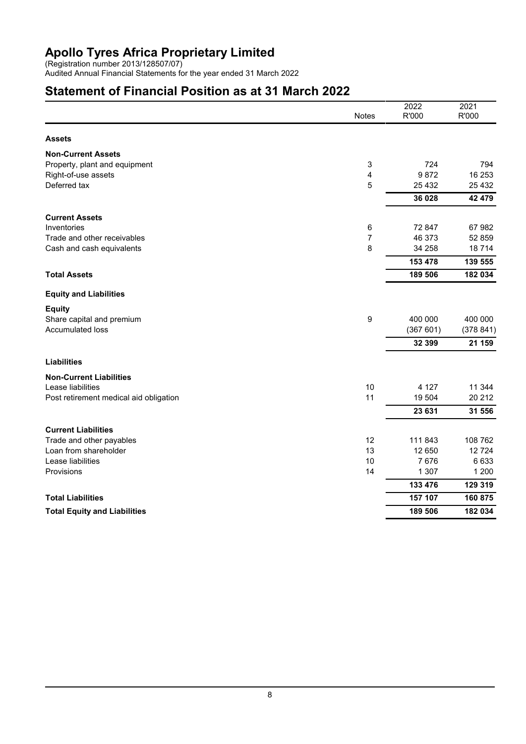# Apollo Tyres Africa Proprietary Limited

(Registration number 2013/128507/07)
Audited Annual Financial Statements for the year ended 31 March 2022

## Statement of Financial Position as at 31 March 2022

| | Notes | 2022 R'000 | 2021 R'000 |
|---|---|---|---|
| **Assets** | | | |
| **Non-Current Assets** | | | |
| Property, plant and equipment | 3 | 724 | 794 |
| Right-of-use assets | 4 | 9 872 | 16 253 |
| Deferred tax | 5 | 25 432 | 25 432 |
| | | **36 028** | **42 479** |
| **Current Assets** | | | |
| Inventories | 6 | 72 847 | 67 982 |
| Trade and other receivables | 7 | 46 373 | 52 859 |
| Cash and cash equivalents | 8 | 34 258 | 18 714 |
| | | **153 478** | **139 555** |
| **Total Assets** | | **189 506** | **182 034** |
| **Equity and Liabilities** | | | |
| **Equity** | | | |
| Share capital and premium | 9 | 400 000 | 400 000 |
| Accumulated loss | | (367 601) | (378 841) |
| | | **32 399** | **21 159** |
| **Liabilities** | | | |
| **Non-Current Liabilities** | | | |
| Lease liabilities | 10 | 4 127 | 11 344 |
| Post retirement medical aid obligation | 11 | 19 504 | 20 212 |
| | | **23 631** | **31 556** |
| **Current Liabilities** | | | |
| Trade and other payables | 12 | 111 843 | 108 762 |
| Loan from shareholder | 13 | 12 650 | 12 724 |
| Lease liabilities | 10 | 7 676 | 6 633 |
| Provisions | 14 | 1 307 | 1 200 |
| | | **133 476** | **129 319** |
| **Total Liabilities** | | **157 107** | **160 875** |
| **Total Equity and Liabilities** | | **189 506** | **182 034** |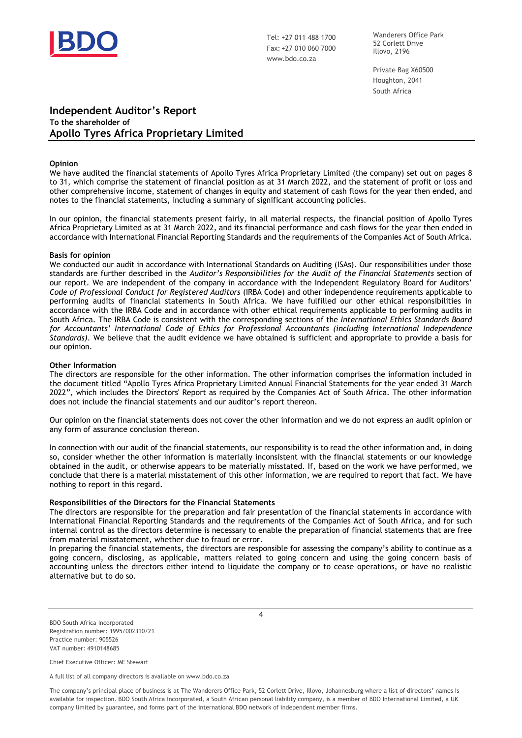BDO

Tel: +27 011 488 1700
Fax: +27 010 060 7000
www.bdo.co.za

Wanderers Office Park
52 Corlett Drive
Illovo, 2196

Private Bag X60500
Houghton, 2041
South Africa

# Independent Auditor's Report

**To the shareholder of**

## Apollo Tyres Africa Proprietary Limited

**Opinion**

We have audited the financial statements of Apollo Tyres Africa Proprietary Limited (the company) set out on pages 8 to 31, which comprise the statement of financial position as at 31 March 2022, and the statement of profit or loss and other comprehensive income, statement of changes in equity and statement of cash flows for the year then ended, and notes to the financial statements, including a summary of significant accounting policies.

In our opinion, the financial statements present fairly, in all material respects, the financial position of Apollo Tyres Africa Proprietary Limited as at 31 March 2022, and its financial performance and cash flows for the year then ended in accordance with International Financial Reporting Standards and the requirements of the Companies Act of South Africa.

**Basis for opinion**

We conducted our audit in accordance with International Standards on Auditing (ISAs). Our responsibilities under those standards are further described in the *Auditor's Responsibilities for the Audit of the Financial Statements* section of our report. We are independent of the company in accordance with the Independent Regulatory Board for Auditors' *Code of Professional Conduct for Registered Auditors* (IRBA Code) and other independence requirements applicable to performing audits of financial statements in South Africa. We have fulfilled our other ethical responsibilities in accordance with the IRBA Code and in accordance with other ethical requirements applicable to performing audits in South Africa. The IRBA Code is consistent with the corresponding sections of the *International Ethics Standards Board for Accountants' International Code of Ethics for Professional Accountants (including International Independence Standards)*. We believe that the audit evidence we have obtained is sufficient and appropriate to provide a basis for our opinion.

**Other Information**

The directors are responsible for the other information. The other information comprises the information included in the document titled "Apollo Tyres Africa Proprietary Limited Annual Financial Statements for the year ended 31 March 2022", which includes the Directors' Report as required by the Companies Act of South Africa. The other information does not include the financial statements and our auditor's report thereon.

Our opinion on the financial statements does not cover the other information and we do not express an audit opinion or any form of assurance conclusion thereon.

In connection with our audit of the financial statements, our responsibility is to read the other information and, in doing so, consider whether the other information is materially inconsistent with the financial statements or our knowledge obtained in the audit, or otherwise appears to be materially misstated. If, based on the work we have performed, we conclude that there is a material misstatement of this other information, we are required to report that fact. We have nothing to report in this regard.

**Responsibilities of the Directors for the Financial Statements**

The directors are responsible for the preparation and fair presentation of the financial statements in accordance with International Financial Reporting Standards and the requirements of the Companies Act of South Africa, and for such internal control as the directors determine is necessary to enable the preparation of financial statements that are free from material misstatement, whether due to fraud or error.

In preparing the financial statements, the directors are responsible for assessing the company's ability to continue as a going concern, disclosing, as applicable, matters related to going concern and using the going concern basis of accounting unless the directors either intend to liquidate the company or to cease operations, or have no realistic alternative but to do so.

BDO South Africa Incorporated
Registration number: 1995/002310/21
Practice number: 905526
VAT number: 4910148685

Chief Executive Officer: ME Stewart

A full list of all company directors is available on www.bdo.co.za

The company's principal place of business is at The Wanderers Office Park, 52 Corlett Drive, Illovo, Johannesburg where a list of directors' names is available for inspection. BDO South Africa Incorporated, a South African personal liability company, is a member of BDO International Limited, a UK company limited by guarantee, and forms part of the international BDO network of independent member firms.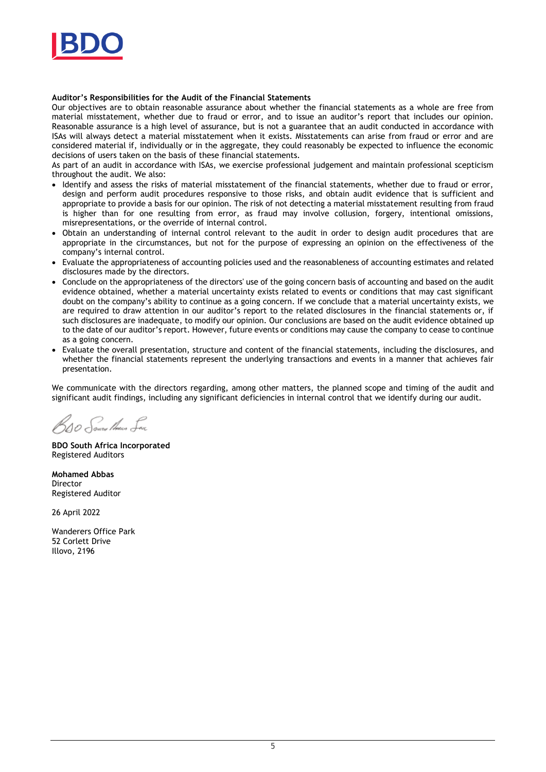**Auditor's Responsibilities for the Audit of the Financial Statements**

Our objectives are to obtain reasonable assurance about whether the financial statements as a whole are free from material misstatement, whether due to fraud or error, and to issue an auditor's report that includes our opinion. Reasonable assurance is a high level of assurance, but is not a guarantee that an audit conducted in accordance with ISAs will always detect a material misstatement when it exists. Misstatements can arise from fraud or error and are considered material if, individually or in the aggregate, they could reasonably be expected to influence the economic decisions of users taken on the basis of these financial statements.

As part of an audit in accordance with ISAs, we exercise professional judgement and maintain professional scepticism throughout the audit. We also:

- Identify and assess the risks of material misstatement of the financial statements, whether due to fraud or error, design and perform audit procedures responsive to those risks, and obtain audit evidence that is sufficient and appropriate to provide a basis for our opinion. The risk of not detecting a material misstatement resulting from fraud is higher than for one resulting from error, as fraud may involve collusion, forgery, intentional omissions, misrepresentations, or the override of internal control.
- Obtain an understanding of internal control relevant to the audit in order to design audit procedures that are appropriate in the circumstances, but not for the purpose of expressing an opinion on the effectiveness of the company's internal control.
- Evaluate the appropriateness of accounting policies used and the reasonableness of accounting estimates and related disclosures made by the directors.
- Conclude on the appropriateness of the directors' use of the going concern basis of accounting and based on the audit evidence obtained, whether a material uncertainty exists related to events or conditions that may cast significant doubt on the company's ability to continue as a going concern. If we conclude that a material uncertainty exists, we are required to draw attention in our auditor's report to the related disclosures in the financial statements or, if such disclosures are inadequate, to modify our opinion. Our conclusions are based on the audit evidence obtained up to the date of our auditor's report. However, future events or conditions may cause the company to cease to continue as a going concern.
- Evaluate the overall presentation, structure and content of the financial statements, including the disclosures, and whether the financial statements represent the underlying transactions and events in a manner that achieves fair presentation.

We communicate with the directors regarding, among other matters, the planned scope and timing of the audit and significant audit findings, including any significant deficiencies in internal control that we identify during our audit.

**BDO South Africa Incorporated**
Registered Auditors

**Mohamed Abbas**
Director
Registered Auditor

26 April 2022

Wanderers Office Park
52 Corlett Drive
Illovo, 2196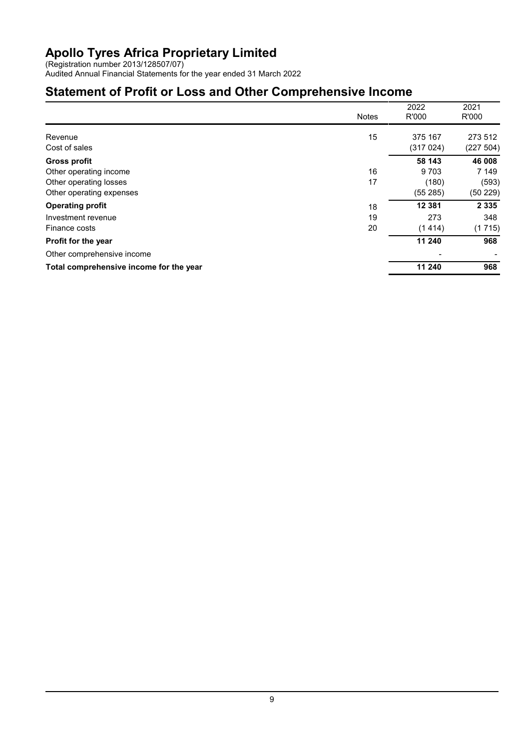# Apollo Tyres Africa Proprietary Limited

(Registration number 2013/128507/07)
Audited Annual Financial Statements for the year ended 31 March 2022

## Statement of Profit or Loss and Other Comprehensive Income

| | Notes | 2022 R'000 | 2021 R'000 |
|---|---|---|---|
| Revenue | 15 | 375 167 | 273 512 |
| Cost of sales | | (317 024) | (227 504) |
| **Gross profit** | | **58 143** | **46 008** |
| Other operating income | 16 | 9 703 | 7 149 |
| Other operating losses | 17 | (180) | (593) |
| Other operating expenses | | (55 285) | (50 229) |
| **Operating profit** | 18 | **12 381** | **2 335** |
| Investment revenue | 19 | 273 | 348 |
| Finance costs | 20 | (1 414) | (1 715) |
| **Profit for the year** | | **11 240** | **968** |
| Other comprehensive income | | - | - |
| **Total comprehensive income for the year** | | **11 240** | **968** |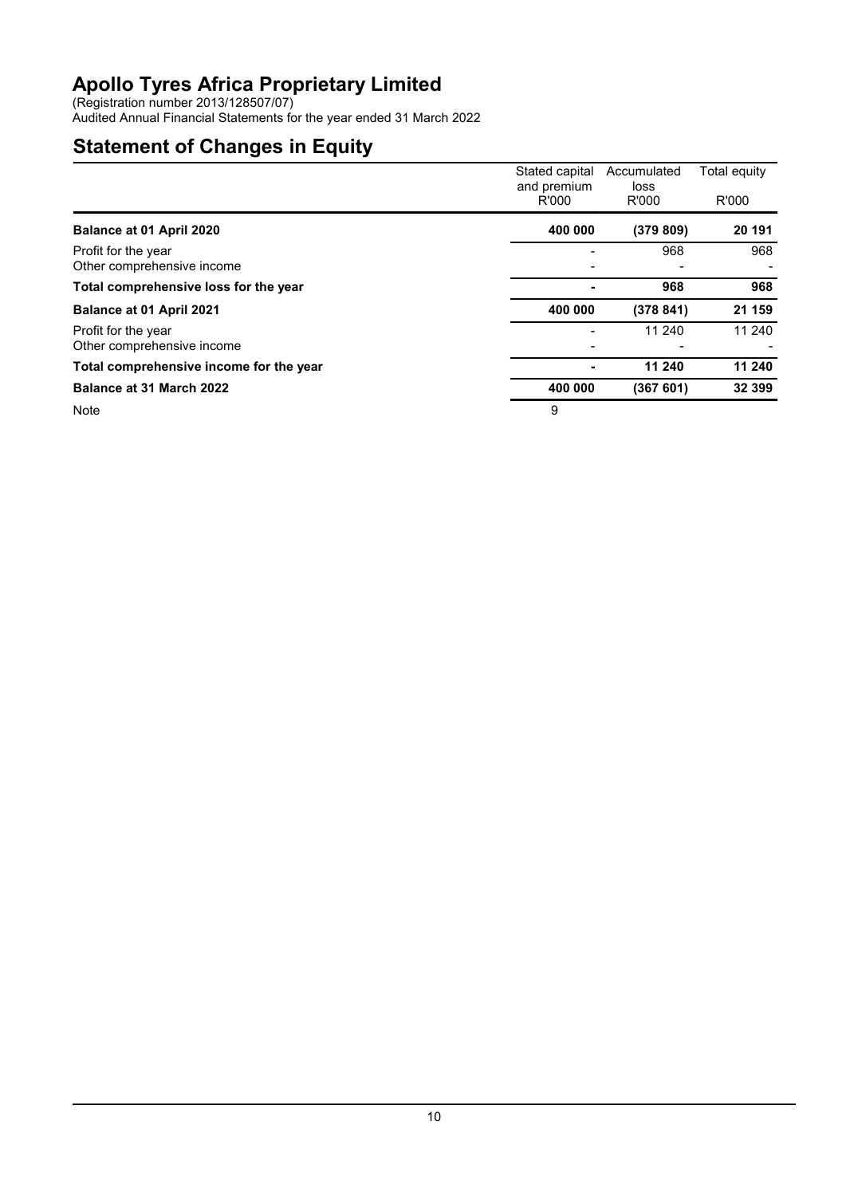# Apollo Tyres Africa Proprietary Limited

(Registration number 2013/128507/07)
Audited Annual Financial Statements for the year ended 31 March 2022

## Statement of Changes in Equity

| | Stated capital and premium R'000 | Accumulated loss R'000 | Total equity R'000 |
|---|---|---|---|
| **Balance at 01 April 2020** | **400 000** | **(379 809)** | **20 191** |
| Profit for the year | - | 968 | 968 |
| Other comprehensive income | - | - | - |
| **Total comprehensive loss for the year** | **-** | **968** | **968** |
| **Balance at 01 April 2021** | **400 000** | **(378 841)** | **21 159** |
| Profit for the year | - | 11 240 | 11 240 |
| Other comprehensive income | - | - | - |
| **Total comprehensive income for the year** | **-** | **11 240** | **11 240** |
| **Balance at 31 March 2022** | **400 000** | **(367 601)** | **32 399** |
| Note | 9 | | |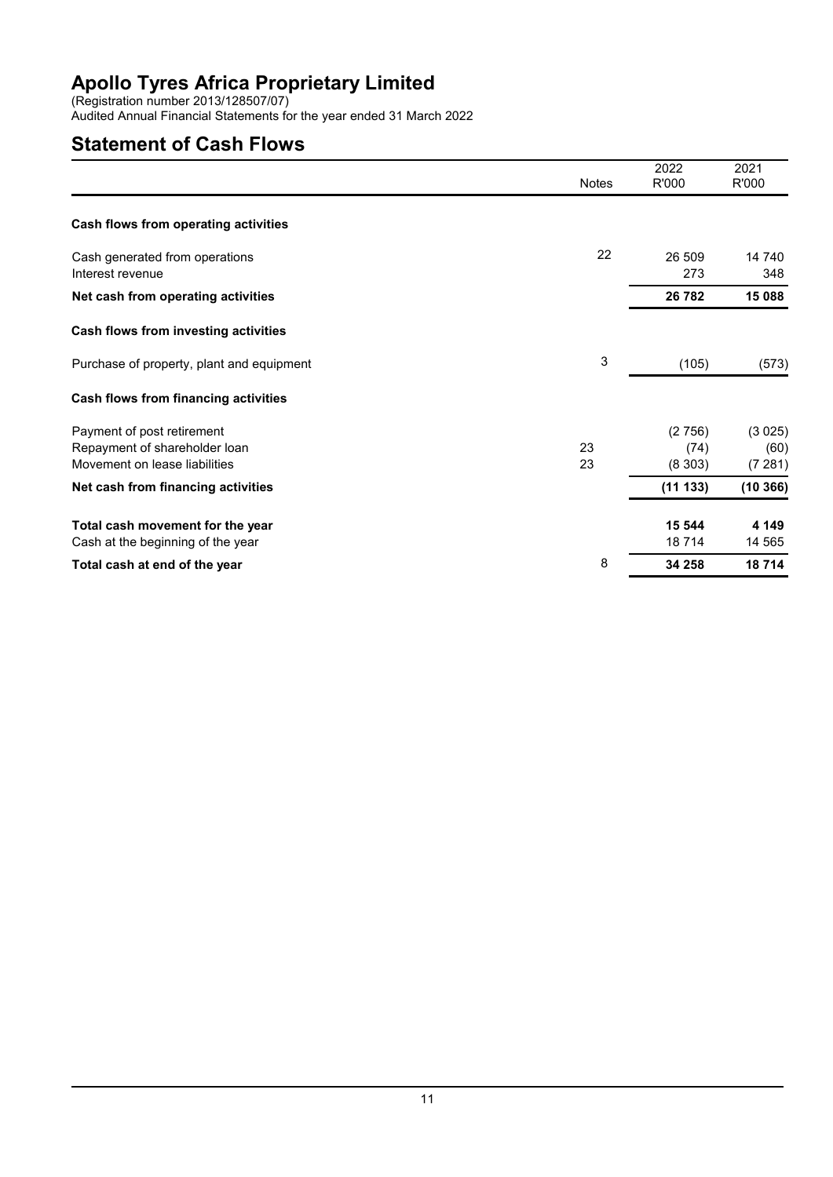# Apollo Tyres Africa Proprietary Limited

(Registration number 2013/128507/07)
Audited Annual Financial Statements for the year ended 31 March 2022

## Statement of Cash Flows

| | Notes | 2022 R'000 | 2021 R'000 |
|---|---|---|---|
| **Cash flows from operating activities** | | | |
| Cash generated from operations | 22 | 26 509 | 14 740 |
| Interest revenue | | 273 | 348 |
| **Net cash from operating activities** | | **26 782** | **15 088** |
| **Cash flows from investing activities** | | | |
| Purchase of property, plant and equipment | 3 | (105) | (573) |
| **Cash flows from financing activities** | | | |
| Payment of post retirement | | (2 756) | (3 025) |
| Repayment of shareholder loan | 23 | (74) | (60) |
| Movement on lease liabilities | 23 | (8 303) | (7 281) |
| **Net cash from financing activities** | | **(11 133)** | **(10 366)** |
| **Total cash movement for the year** | | **15 544** | **4 149** |
| Cash at the beginning of the year | | 18 714 | 14 565 |
| **Total cash at end of the year** | 8 | **34 258** | **18 714** |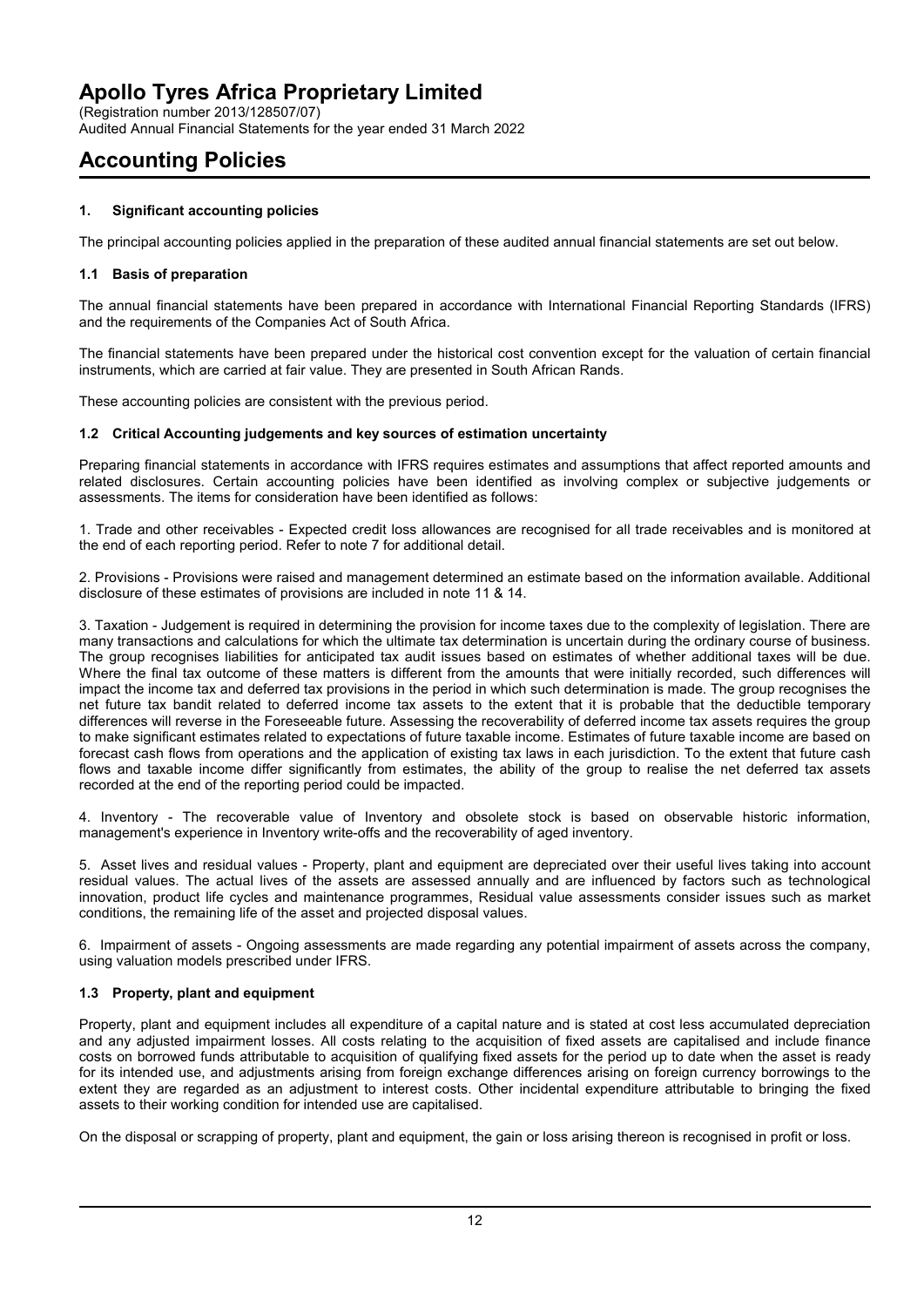# Apollo Tyres Africa Proprietary Limited

(Registration number 2013/128507/07)
Audited Annual Financial Statements for the year ended 31 March 2022

# Accounting Policies

### 1. Significant accounting policies

The principal accounting policies applied in the preparation of these audited annual financial statements are set out below.

### 1.1 Basis of preparation

The annual financial statements have been prepared in accordance with International Financial Reporting Standards (IFRS) and the requirements of the Companies Act of South Africa.

The financial statements have been prepared under the historical cost convention except for the valuation of certain financial instruments, which are carried at fair value. They are presented in South African Rands.

These accounting policies are consistent with the previous period.

### 1.2 Critical Accounting judgements and key sources of estimation uncertainty

Preparing financial statements in accordance with IFRS requires estimates and assumptions that affect reported amounts and related disclosures. Certain accounting policies have been identified as involving complex or subjective judgements or assessments. The items for consideration have been identified as follows:

1. Trade and other receivables - Expected credit loss allowances are recognised for all trade receivables and is monitored at the end of each reporting period. Refer to note 7 for additional detail.

2. Provisions - Provisions were raised and management determined an estimate based on the information available. Additional disclosure of these estimates of provisions are included in note 11 & 14.

3. Taxation - Judgement is required in determining the provision for income taxes due to the complexity of legislation. There are many transactions and calculations for which the ultimate tax determination is uncertain during the ordinary course of business. The group recognises liabilities for anticipated tax audit issues based on estimates of whether additional taxes will be due. Where the final tax outcome of these matters is different from the amounts that were initially recorded, such differences will impact the income tax and deferred tax provisions in the period in which such determination is made. The group recognises the net future tax bandit related to deferred income tax assets to the extent that it is probable that the deductible temporary differences will reverse in the Foreseeable future. Assessing the recoverability of deferred income tax assets requires the group to make significant estimates related to expectations of future taxable income. Estimates of future taxable income are based on forecast cash flows from operations and the application of existing tax laws in each jurisdiction. To the extent that future cash flows and taxable income differ significantly from estimates, the ability of the group to realise the net deferred tax assets recorded at the end of the reporting period could be impacted.

4. Inventory - The recoverable value of Inventory and obsolete stock is based on observable historic information, management's experience in Inventory write-offs and the recoverability of aged inventory.

5. Asset lives and residual values - Property, plant and equipment are depreciated over their useful lives taking into account residual values. The actual lives of the assets are assessed annually and are influenced by factors such as technological innovation, product life cycles and maintenance programmes, Residual value assessments consider issues such as market conditions, the remaining life of the asset and projected disposal values.

6. Impairment of assets - Ongoing assessments are made regarding any potential impairment of assets across the company, using valuation models prescribed under IFRS.

### 1.3 Property, plant and equipment

Property, plant and equipment includes all expenditure of a capital nature and is stated at cost less accumulated depreciation and any adjusted impairment losses. All costs relating to the acquisition of fixed assets are capitalised and include finance costs on borrowed funds attributable to acquisition of qualifying fixed assets for the period up to date when the asset is ready for its intended use, and adjustments arising from foreign exchange differences arising on foreign currency borrowings to the extent they are regarded as an adjustment to interest costs. Other incidental expenditure attributable to bringing the fixed assets to their working condition for intended use are capitalised.

On the disposal or scrapping of property, plant and equipment, the gain or loss arising thereon is recognised in profit or loss.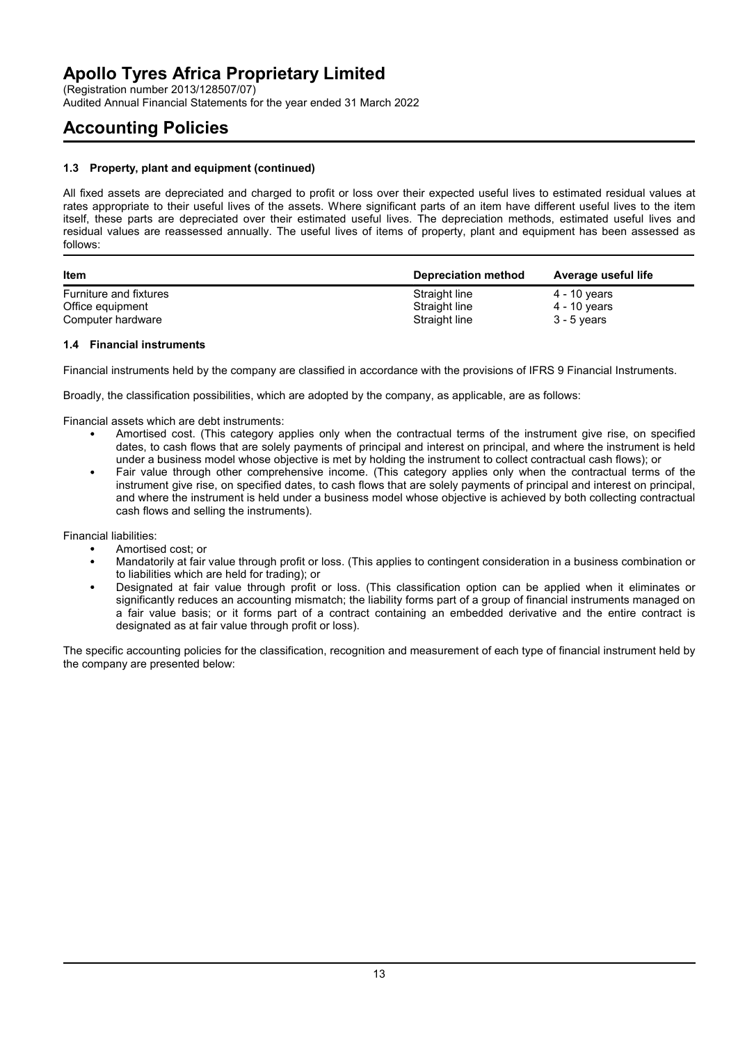# Apollo Tyres Africa Proprietary Limited

(Registration number 2013/128507/07)
Audited Annual Financial Statements for the year ended 31 March 2022

## Accounting Policies

### 1.3 Property, plant and equipment (continued)

All fixed assets are depreciated and charged to profit or loss over their expected useful lives to estimated residual values at rates appropriate to their useful lives of the assets. Where significant parts of an item have different useful lives to the item itself, these parts are depreciated over their estimated useful lives. The depreciation methods, estimated useful lives and residual values are reassessed annually. The useful lives of items of property, plant and equipment has been assessed as follows:

| Item | Depreciation method | Average useful life |
|---|---|---|
| Furniture and fixtures | Straight line | 4 - 10 years |
| Office equipment | Straight line | 4 - 10 years |
| Computer hardware | Straight line | 3 - 5 years |

### 1.4 Financial instruments

Financial instruments held by the company are classified in accordance with the provisions of IFRS 9 Financial Instruments.

Broadly, the classification possibilities, which are adopted by the company, as applicable, are as follows:

Financial assets which are debt instruments:

- Amortised cost. (This category applies only when the contractual terms of the instrument give rise, on specified dates, to cash flows that are solely payments of principal and interest on principal, and where the instrument is held under a business model whose objective is met by holding the instrument to collect contractual cash flows); or
- Fair value through other comprehensive income. (This category applies only when the contractual terms of the instrument give rise, on specified dates, to cash flows that are solely payments of principal and interest on principal, and where the instrument is held under a business model whose objective is achieved by both collecting contractual cash flows and selling the instruments).

Financial liabilities:

- Amortised cost; or
- Mandatorily at fair value through profit or loss. (This applies to contingent consideration in a business combination or to liabilities which are held for trading); or
- Designated at fair value through profit or loss. (This classification option can be applied when it eliminates or significantly reduces an accounting mismatch; the liability forms part of a group of financial instruments managed on a fair value basis; or it forms part of a contract containing an embedded derivative and the entire contract is designated as at fair value through profit or loss).

The specific accounting policies for the classification, recognition and measurement of each type of financial instrument held by the company are presented below: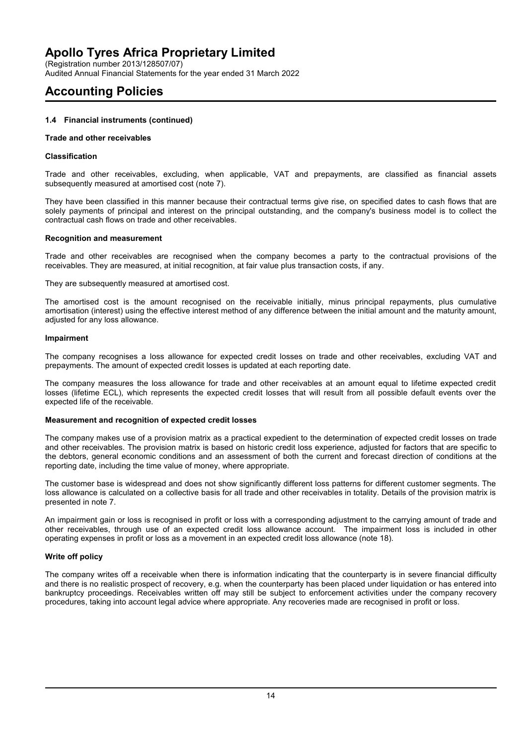# Apollo Tyres Africa Proprietary Limited

(Registration number 2013/128507/07)
Audited Annual Financial Statements for the year ended 31 March 2022

# Accounting Policies

### 1.4 Financial instruments (continued)

#### Trade and other receivables

**Classification**

Trade and other receivables, excluding, when applicable, VAT and prepayments, are classified as financial assets subsequently measured at amortised cost (note 7).

They have been classified in this manner because their contractual terms give rise, on specified dates to cash flows that are solely payments of principal and interest on the principal outstanding, and the company's business model is to collect the contractual cash flows on trade and other receivables.

**Recognition and measurement**

Trade and other receivables are recognised when the company becomes a party to the contractual provisions of the receivables. They are measured, at initial recognition, at fair value plus transaction costs, if any.

They are subsequently measured at amortised cost.

The amortised cost is the amount recognised on the receivable initially, minus principal repayments, plus cumulative amortisation (interest) using the effective interest method of any difference between the initial amount and the maturity amount, adjusted for any loss allowance.

**Impairment**

The company recognises a loss allowance for expected credit losses on trade and other receivables, excluding VAT and prepayments. The amount of expected credit losses is updated at each reporting date.

The company measures the loss allowance for trade and other receivables at an amount equal to lifetime expected credit losses (lifetime ECL), which represents the expected credit losses that will result from all possible default events over the expected life of the receivable.

**Measurement and recognition of expected credit losses**

The company makes use of a provision matrix as a practical expedient to the determination of expected credit losses on trade and other receivables. The provision matrix is based on historic credit loss experience, adjusted for factors that are specific to the debtors, general economic conditions and an assessment of both the current and forecast direction of conditions at the reporting date, including the time value of money, where appropriate.

The customer base is widespread and does not show significantly different loss patterns for different customer segments. The loss allowance is calculated on a collective basis for all trade and other receivables in totality. Details of the provision matrix is presented in note 7.

An impairment gain or loss is recognised in profit or loss with a corresponding adjustment to the carrying amount of trade and other receivables, through use of an expected credit loss allowance account. The impairment loss is included in other operating expenses in profit or loss as a movement in an expected credit loss allowance (note 18).

**Write off policy**

The company writes off a receivable when there is information indicating that the counterparty is in severe financial difficulty and there is no realistic prospect of recovery, e.g. when the counterparty has been placed under liquidation or has entered into bankruptcy proceedings. Receivables written off may still be subject to enforcement activities under the company recovery procedures, taking into account legal advice where appropriate. Any recoveries made are recognised in profit or loss.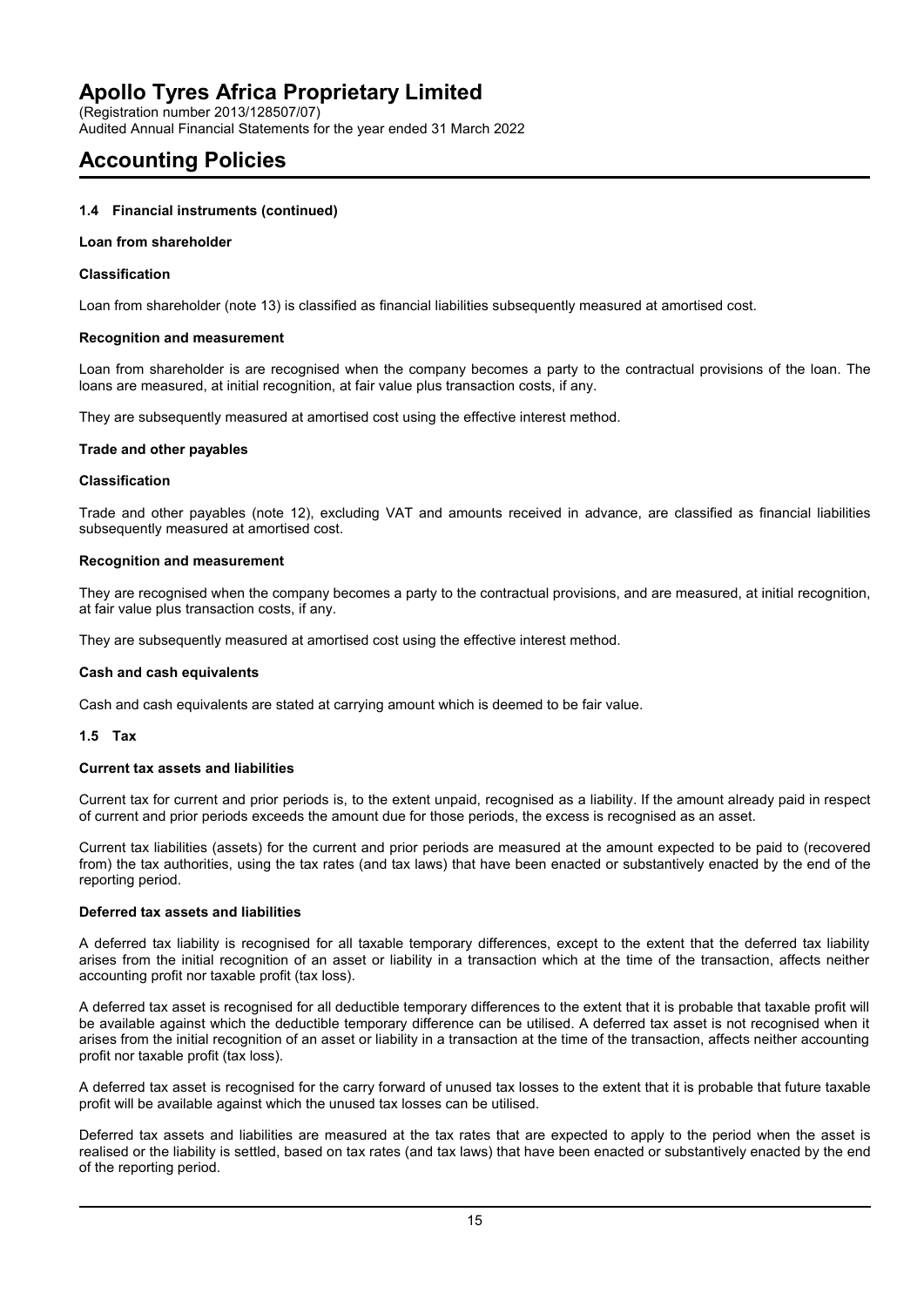# Apollo Tyres Africa Proprietary Limited

(Registration number 2013/128507/07)
Audited Annual Financial Statements for the year ended 31 March 2022

# Accounting Policies

### 1.4 Financial instruments (continued)

**Loan from shareholder**

**Classification**

Loan from shareholder (note 13) is classified as financial liabilities subsequently measured at amortised cost.

**Recognition and measurement**

Loan from shareholder is are recognised when the company becomes a party to the contractual provisions of the loan. The loans are measured, at initial recognition, at fair value plus transaction costs, if any.

They are subsequently measured at amortised cost using the effective interest method.

**Trade and other payables**

**Classification**

Trade and other payables (note 12), excluding VAT and amounts received in advance, are classified as financial liabilities subsequently measured at amortised cost.

**Recognition and measurement**

They are recognised when the company becomes a party to the contractual provisions, and are measured, at initial recognition, at fair value plus transaction costs, if any.

They are subsequently measured at amortised cost using the effective interest method.

**Cash and cash equivalents**

Cash and cash equivalents are stated at carrying amount which is deemed to be fair value.

### 1.5 Tax

**Current tax assets and liabilities**

Current tax for current and prior periods is, to the extent unpaid, recognised as a liability. If the amount already paid in respect of current and prior periods exceeds the amount due for those periods, the excess is recognised as an asset.

Current tax liabilities (assets) for the current and prior periods are measured at the amount expected to be paid to (recovered from) the tax authorities, using the tax rates (and tax laws) that have been enacted or substantively enacted by the end of the reporting period.

**Deferred tax assets and liabilities**

A deferred tax liability is recognised for all taxable temporary differences, except to the extent that the deferred tax liability arises from the initial recognition of an asset or liability in a transaction which at the time of the transaction, affects neither accounting profit nor taxable profit (tax loss).

A deferred tax asset is recognised for all deductible temporary differences to the extent that it is probable that taxable profit will be available against which the deductible temporary difference can be utilised. A deferred tax asset is not recognised when it arises from the initial recognition of an asset or liability in a transaction at the time of the transaction, affects neither accounting profit nor taxable profit (tax loss).

A deferred tax asset is recognised for the carry forward of unused tax losses to the extent that it is probable that future taxable profit will be available against which the unused tax losses can be utilised.

Deferred tax assets and liabilities are measured at the tax rates that are expected to apply to the period when the asset is realised or the liability is settled, based on tax rates (and tax laws) that have been enacted or substantively enacted by the end of the reporting period.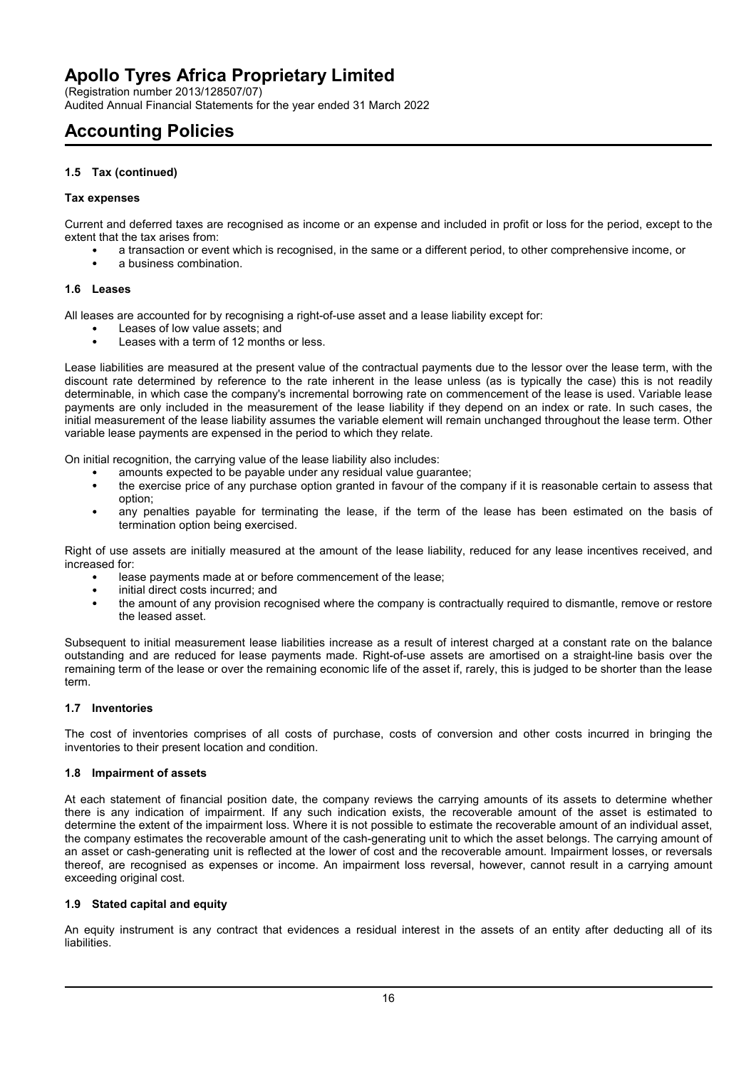## 1.5 Tax (continued)

### Tax expenses

Current and deferred taxes are recognised as income or an expense and included in profit or loss for the period, except to the extent that the tax arises from:

- a transaction or event which is recognised, in the same or a different period, to other comprehensive income, or
- a business combination.

## 1.6 Leases

All leases are accounted for by recognising a right-of-use asset and a lease liability except for:

- Leases of low value assets; and
- Leases with a term of 12 months or less.

Lease liabilities are measured at the present value of the contractual payments due to the lessor over the lease term, with the discount rate determined by reference to the rate inherent in the lease unless (as is typically the case) this is not readily determinable, in which case the company's incremental borrowing rate on commencement of the lease is used. Variable lease payments are only included in the measurement of the lease liability if they depend on an index or rate. In such cases, the initial measurement of the lease liability assumes the variable element will remain unchanged throughout the lease term. Other variable lease payments are expensed in the period to which they relate.

On initial recognition, the carrying value of the lease liability also includes:

- amounts expected to be payable under any residual value guarantee;
- the exercise price of any purchase option granted in favour of the company if it is reasonable certain to assess that option;
- any penalties payable for terminating the lease, if the term of the lease has been estimated on the basis of termination option being exercised.

Right of use assets are initially measured at the amount of the lease liability, reduced for any lease incentives received, and increased for:

- lease payments made at or before commencement of the lease;
- initial direct costs incurred; and
- the amount of any provision recognised where the company is contractually required to dismantle, remove or restore the leased asset.

Subsequent to initial measurement lease liabilities increase as a result of interest charged at a constant rate on the balance outstanding and are reduced for lease payments made. Right-of-use assets are amortised on a straight-line basis over the remaining term of the lease or over the remaining economic life of the asset if, rarely, this is judged to be shorter than the lease term.

## 1.7 Inventories

The cost of inventories comprises of all costs of purchase, costs of conversion and other costs incurred in bringing the inventories to their present location and condition.

## 1.8 Impairment of assets

At each statement of financial position date, the company reviews the carrying amounts of its assets to determine whether there is any indication of impairment. If any such indication exists, the recoverable amount of the asset is estimated to determine the extent of the impairment loss. Where it is not possible to estimate the recoverable amount of an individual asset, the company estimates the recoverable amount of the cash-generating unit to which the asset belongs. The carrying amount of an asset or cash-generating unit is reflected at the lower of cost and the recoverable amount. Impairment losses, or reversals thereof, are recognised as expenses or income. An impairment loss reversal, however, cannot result in a carrying amount exceeding original cost.

## 1.9 Stated capital and equity

An equity instrument is any contract that evidences a residual interest in the assets of an entity after deducting all of its liabilities.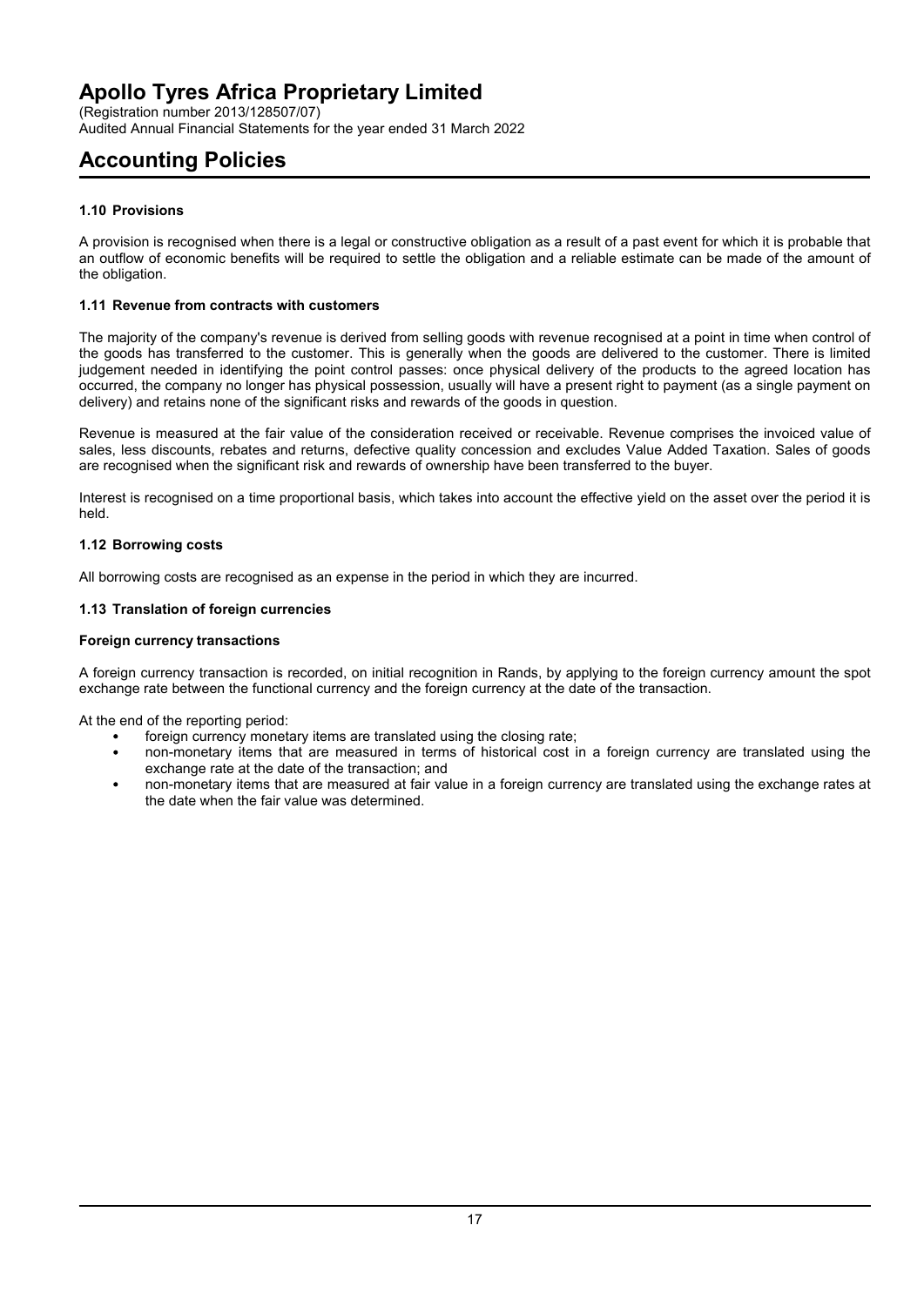# Apollo Tyres Africa Proprietary Limited

(Registration number 2013/128507/07)
Audited Annual Financial Statements for the year ended 31 March 2022

## Accounting Policies

### 1.10 Provisions

A provision is recognised when there is a legal or constructive obligation as a result of a past event for which it is probable that an outflow of economic benefits will be required to settle the obligation and a reliable estimate can be made of the amount of the obligation.

### 1.11 Revenue from contracts with customers

The majority of the company's revenue is derived from selling goods with revenue recognised at a point in time when control of the goods has transferred to the customer. This is generally when the goods are delivered to the customer. There is limited judgement needed in identifying the point control passes: once physical delivery of the products to the agreed location has occurred, the company no longer has physical possession, usually will have a present right to payment (as a single payment on delivery) and retains none of the significant risks and rewards of the goods in question.

Revenue is measured at the fair value of the consideration received or receivable. Revenue comprises the invoiced value of sales, less discounts, rebates and returns, defective quality concession and excludes Value Added Taxation. Sales of goods are recognised when the significant risk and rewards of ownership have been transferred to the buyer.

Interest is recognised on a time proportional basis, which takes into account the effective yield on the asset over the period it is held.

### 1.12 Borrowing costs

All borrowing costs are recognised as an expense in the period in which they are incurred.

### 1.13 Translation of foreign currencies

**Foreign currency transactions**

A foreign currency transaction is recorded, on initial recognition in Rands, by applying to the foreign currency amount the spot exchange rate between the functional currency and the foreign currency at the date of the transaction.

At the end of the reporting period:

- foreign currency monetary items are translated using the closing rate;
- non-monetary items that are measured in terms of historical cost in a foreign currency are translated using the exchange rate at the date of the transaction; and
- non-monetary items that are measured at fair value in a foreign currency are translated using the exchange rates at the date when the fair value was determined.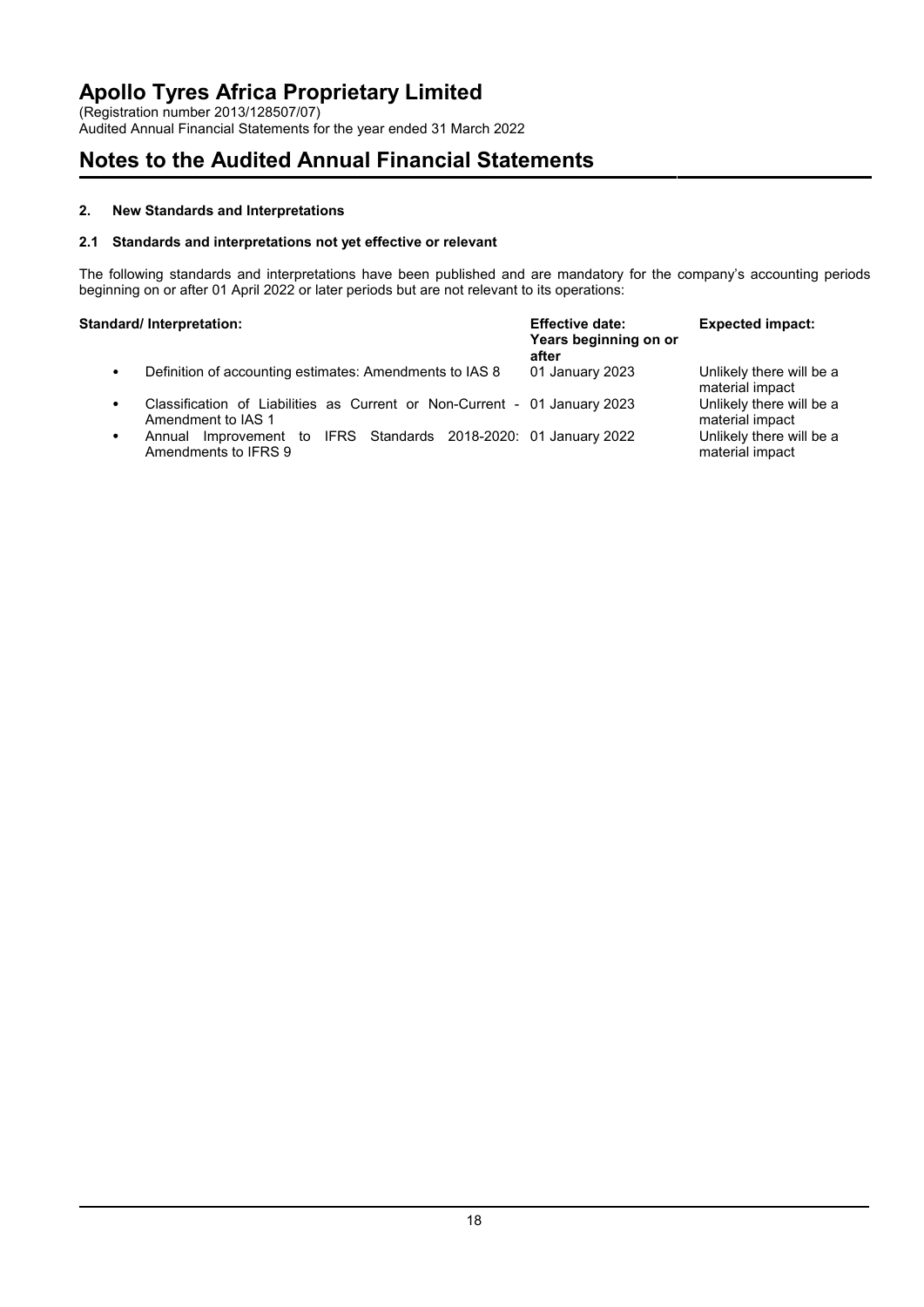# Apollo Tyres Africa Proprietary Limited

(Registration number 2013/128507/07)
Audited Annual Financial Statements for the year ended 31 March 2022

# Notes to the Audited Annual Financial Statements

### 2. New Standards and Interpretations

### 2.1 Standards and interpretations not yet effective or relevant

The following standards and interpretations have been published and are mandatory for the company's accounting periods beginning on or after 01 April 2022 or later periods but are not relevant to its operations:

| Standard/ Interpretation: | Effective date: Years beginning on or after | Expected impact: |
|---|---|---|
| • Definition of accounting estimates: Amendments to IAS 8 | 01 January 2023 | Unlikely there will be a material impact |
| • Classification of Liabilities as Current or Non-Current - Amendment to IAS 1 | 01 January 2023 | Unlikely there will be a material impact |
| • Annual Improvement to IFRS Standards 2018-2020: Amendments to IFRS 9 | 01 January 2022 | Unlikely there will be a material impact |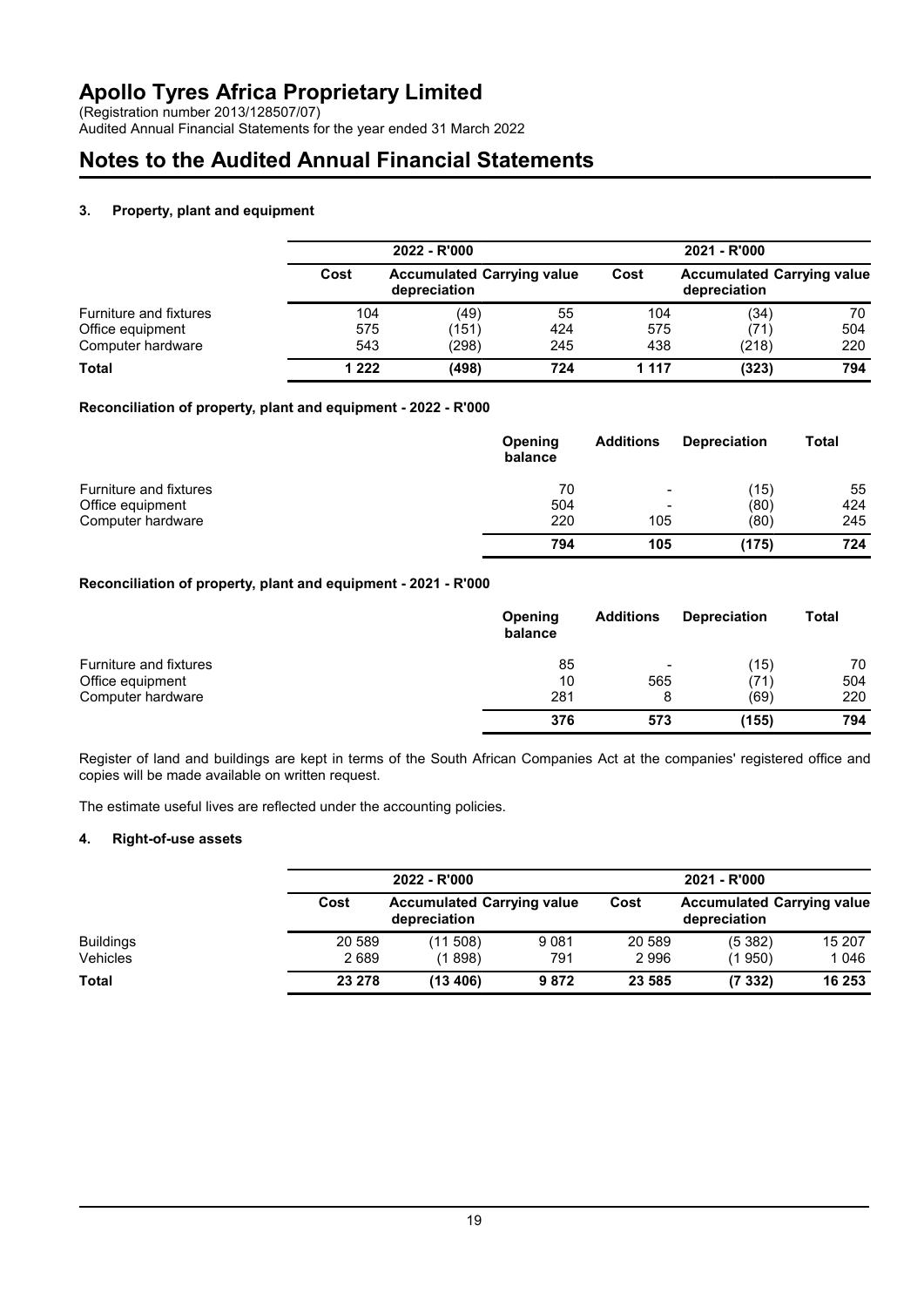# Apollo Tyres Africa Proprietary Limited

(Registration number 2013/128507/07)
Audited Annual Financial Statements for the year ended 31 March 2022

# Notes to the Audited Annual Financial Statements

### 3. Property, plant and equipment

| | 2022 - R'000 | | | 2021 - R'000 | | |
|---|---|---|---|---|---|---|
| | Cost | Accumulated depreciation | Carrying value | Cost | Accumulated depreciation | Carrying value |
| Furniture and fixtures | 104 | (49) | 55 | 104 | (34) | 70 |
| Office equipment | 575 | (151) | 424 | 575 | (71) | 504 |
| Computer hardware | 543 | (298) | 245 | 438 | (218) | 220 |
| **Total** | **1 222** | **(498)** | **724** | **1 117** | **(323)** | **794** |

**Reconciliation of property, plant and equipment - 2022 - R'000**

| | Opening balance | Additions | Depreciation | Total |
|---|---|---|---|---|
| Furniture and fixtures | 70 | - | (15) | 55 |
| Office equipment | 504 | - | (80) | 424 |
| Computer hardware | 220 | 105 | (80) | 245 |
| | **794** | **105** | **(175)** | **724** |

**Reconciliation of property, plant and equipment - 2021 - R'000**

| | Opening balance | Additions | Depreciation | Total |
|---|---|---|---|---|
| Furniture and fixtures | 85 | - | (15) | 70 |
| Office equipment | 10 | 565 | (71) | 504 |
| Computer hardware | 281 | 8 | (69) | 220 |
| | **376** | **573** | **(155)** | **794** |

Register of land and buildings are kept in terms of the South African Companies Act at the companies' registered office and copies will be made available on written request.

The estimate useful lives are reflected under the accounting policies.

### 4. Right-of-use assets

| | 2022 - R'000 | | | 2021 - R'000 | | |
|---|---|---|---|---|---|---|
| | Cost | Accumulated depreciation | Carrying value | Cost | Accumulated depreciation | Carrying value |
| Buildings | 20 589 | (11 508) | 9 081 | 20 589 | (5 382) | 15 207 |
| Vehicles | 2 689 | (1 898) | 791 | 2 996 | (1 950) | 1 046 |
| **Total** | **23 278** | **(13 406)** | **9 872** | **23 585** | **(7 332)** | **16 253** |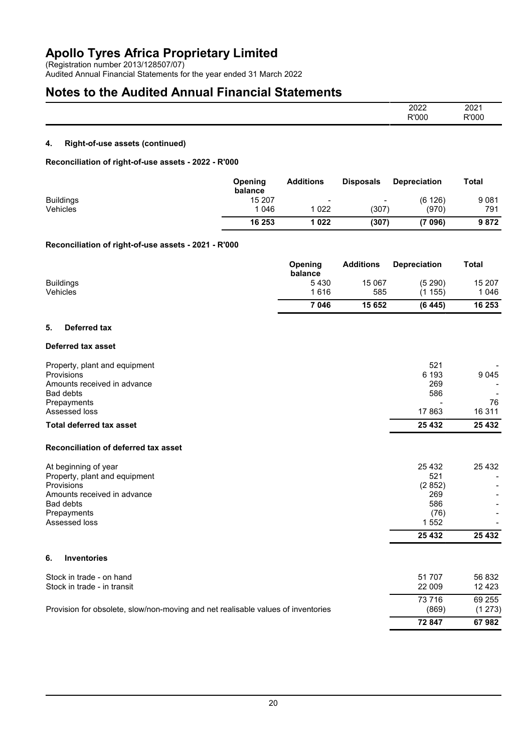# Apollo Tyres Africa Proprietary Limited

(Registration number 2013/128507/07)
Audited Annual Financial Statements for the year ended 31 March 2022

# Notes to the Audited Annual Financial Statements

| | 2022 R'000 | 2021 R'000 |
|---|---|---|

### 4. Right-of-use assets (continued)

**Reconciliation of right-of-use assets - 2022 - R'000**

| | Opening balance | Additions | Disposals | Depreciation | Total |
|---|---|---|---|---|---|
| Buildings | 15 207 | - | - | (6 126) | 9 081 |
| Vehicles | 1 046 | 1 022 | (307) | (970) | 791 |
| | **16 253** | **1 022** | **(307)** | **(7 096)** | **9 872** |

**Reconciliation of right-of-use assets - 2021 - R'000**

| | Opening balance | Additions | Depreciation | Total |
|---|---|---|---|---|
| Buildings | 5 430 | 15 067 | (5 290) | 15 207 |
| Vehicles | 1 616 | 585 | (1 155) | 1 046 |
| | **7 046** | **15 652** | **(6 445)** | **16 253** |

### 5. Deferred tax

**Deferred tax asset**

| | 2022 R'000 | 2021 R'000 |
|---|---|---|
| Property, plant and equipment | 521 | - |
| Provisions | 6 193 | 9 045 |
| Amounts received in advance | 269 | - |
| Bad debts | 586 | - |
| Prepayments | - | 76 |
| Assessed loss | 17 863 | 16 311 |
| **Total deferred tax asset** | **25 432** | **25 432** |

**Reconciliation of deferred tax asset**

| | 2022 R'000 | 2021 R'000 |
|---|---|---|
| At beginning of year | 25 432 | 25 432 |
| Property, plant and equipment | 521 | - |
| Provisions | (2 852) | - |
| Amounts received in advance | 269 | - |
| Bad debts | 586 | - |
| Prepayments | (76) | - |
| Assessed loss | 1 552 | - |
| | **25 432** | **25 432** |

### 6. Inventories

| | 2022 R'000 | 2021 R'000 |
|---|---|---|
| Stock in trade - on hand | 51 707 | 56 832 |
| Stock in trade - in transit | 22 009 | 12 423 |
| | 73 716 | 69 255 |
| Provision for obsolete, slow/non-moving and net realisable values of inventories | (869) | (1 273) |
| | **72 847** | **67 982** |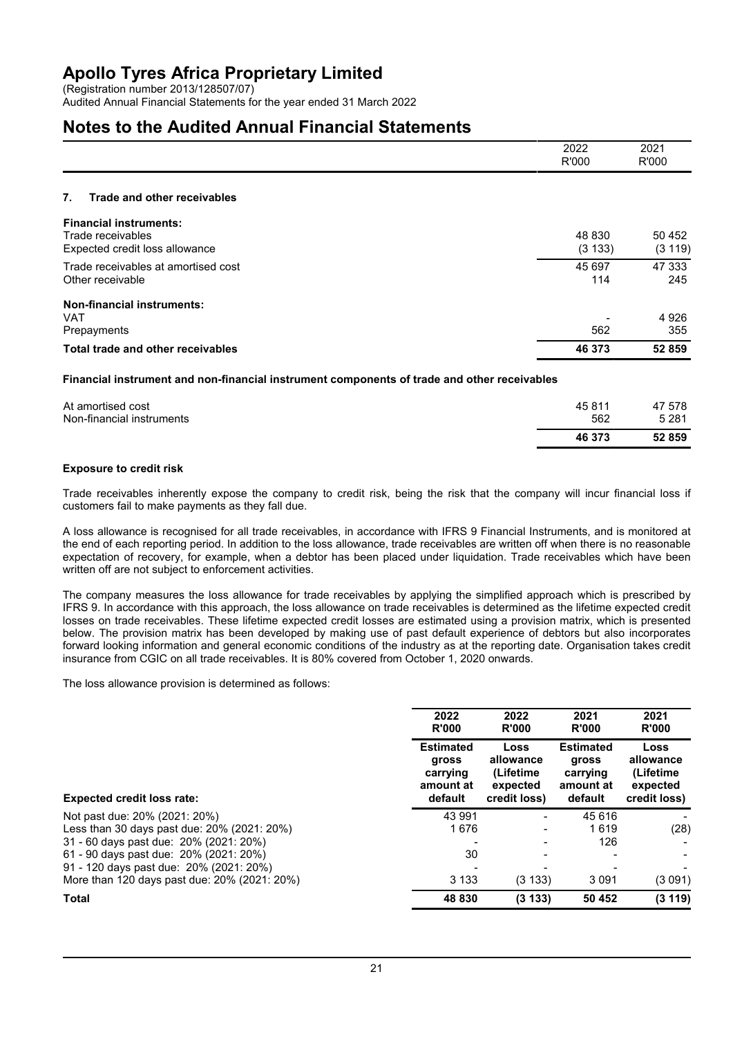# Apollo Tyres Africa Proprietary Limited

(Registration number 2013/128507/07)
Audited Annual Financial Statements for the year ended 31 March 2022

# Notes to the Audited Annual Financial Statements

| | 2022 R'000 | 2021 R'000 |
|---|---|---|

## 7. Trade and other receivables

| | 2022 R'000 | 2021 R'000 |
|---|---|---|
| **Financial instruments:** | | |
| Trade receivables | 48 830 | 50 452 |
| Expected credit loss allowance | (3 133) | (3 119) |
| Trade receivables at amortised cost | 45 697 | 47 333 |
| Other receivable | 114 | 245 |
| **Non-financial instruments:** | | |
| VAT | - | 4 926 |
| Prepayments | 562 | 355 |
| **Total trade and other receivables** | **46 373** | **52 859** |

**Financial instrument and non-financial instrument components of trade and other receivables**

| | 2022 R'000 | 2021 R'000 |
|---|---|---|
| At amortised cost | 45 811 | 47 578 |
| Non-financial instruments | 562 | 5 281 |
| | **46 373** | **52 859** |

**Exposure to credit risk**

Trade receivables inherently expose the company to credit risk, being the risk that the company will incur financial loss if customers fail to make payments as they fall due.

A loss allowance is recognised for all trade receivables, in accordance with IFRS 9 Financial Instruments, and is monitored at the end of each reporting period. In addition to the loss allowance, trade receivables are written off when there is no reasonable expectation of recovery, for example, when a debtor has been placed under liquidation. Trade receivables which have been written off are not subject to enforcement activities.

The company measures the loss allowance for trade receivables by applying the simplified approach which is prescribed by IFRS 9. In accordance with this approach, the loss allowance on trade receivables is determined as the lifetime expected credit losses on trade receivables. These lifetime expected credit losses are estimated using a provision matrix, which is presented below. The provision matrix has been developed by making use of past default experience of debtors but also incorporates forward looking information and general economic conditions of the industry as at the reporting date. Organisation takes credit insurance from CGIC on all trade receivables. It is 80% covered from October 1, 2020 onwards.

The loss allowance provision is determined as follows:

| | 2022 R'000 | 2022 R'000 | 2021 R'000 | 2021 R'000 |
|---|---|---|---|---|
| **Expected credit loss rate:** | **Estimated gross carrying amount at default** | **Loss allowance (Lifetime expected credit loss)** | **Estimated gross carrying amount at default** | **Loss allowance (Lifetime expected credit loss)** |
| Not past due: 20% (2021: 20%) | 43 991 | - | 45 616 | - |
| Less than 30 days past due: 20% (2021: 20%) | 1 676 | - | 1 619 | (28) |
| 31 - 60 days past due: 20% (2021: 20%) | - | - | 126 | - |
| 61 - 90 days past due: 20% (2021: 20%) | 30 | - | - | - |
| 91 - 120 days past due: 20% (2021: 20%) | - | - | - | - |
| More than 120 days past due: 20% (2021: 20%) | 3 133 | (3 133) | 3 091 | (3 091) |
| **Total** | **48 830** | **(3 133)** | **50 452** | **(3 119)** |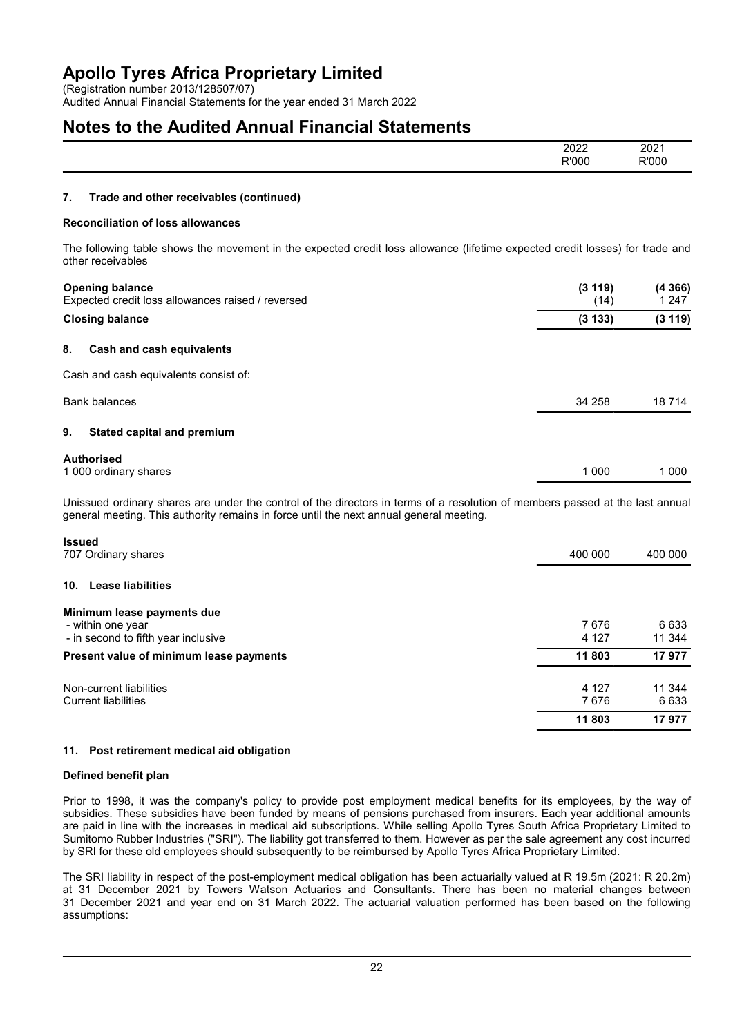# Apollo Tyres Africa Proprietary Limited

(Registration number 2013/128507/07)
Audited Annual Financial Statements for the year ended 31 March 2022

# Notes to the Audited Annual Financial Statements

| | 2022 R'000 | 2021 R'000 |
|---|---|---|

### 7. Trade and other receivables (continued)

**Reconciliation of loss allowances**

The following table shows the movement in the expected credit loss allowance (lifetime expected credit losses) for trade and other receivables

| | 2022 R'000 | 2021 R'000 |
|---|---|---|
| **Opening balance** | **(3 119)** | **(4 366)** |
| Expected credit loss allowances raised / reversed | (14) | 1 247 |
| **Closing balance** | **(3 133)** | **(3 119)** |

### 8. Cash and cash equivalents

Cash and cash equivalents consist of:

| | 2022 R'000 | 2021 R'000 |
|---|---|---|
| Bank balances | 34 258 | 18 714 |

### 9. Stated capital and premium

| | 2022 R'000 | 2021 R'000 |
|---|---|---|
| **Authorised** | | |
| 1 000 ordinary shares | 1 000 | 1 000 |

Unissued ordinary shares are under the control of the directors in terms of a resolution of members passed at the last annual general meeting. This authority remains in force until the next annual general meeting.

| | 2022 R'000 | 2021 R'000 |
|---|---|---|
| **Issued** | | |
| 707 Ordinary shares | 400 000 | 400 000 |

### 10. Lease liabilities

| | 2022 R'000 | 2021 R'000 |
|---|---|---|
| **Minimum lease payments due** | | |
| - within one year | 7 676 | 6 633 |
| - in second to fifth year inclusive | 4 127 | 11 344 |
| **Present value of minimum lease payments** | **11 803** | **17 977** |
| | | |
| Non-current liabilities | 4 127 | 11 344 |
| Current liabilities | 7 676 | 6 633 |
| | **11 803** | **17 977** |

### 11. Post retirement medical aid obligation

**Defined benefit plan**

Prior to 1998, it was the company's policy to provide post employment medical benefits for its employees, by the way of subsidies. These subsidies have been funded by means of pensions purchased from insurers. Each year additional amounts are paid in line with the increases in medical aid subscriptions. While selling Apollo Tyres South Africa Proprietary Limited to Sumitomo Rubber Industries ("SRI"). The liability got transferred to them. However as per the sale agreement any cost incurred by SRI for these old employees should subsequently to be reimbursed by Apollo Tyres Africa Proprietary Limited.

The SRI liability in respect of the post-employment medical obligation has been actuarially valued at R 19.5m (2021: R 20.2m) at 31 December 2021 by Towers Watson Actuaries and Consultants. There has been no material changes between 31 December 2021 and year end on 31 March 2022. The actuarial valuation performed has been based on the following assumptions: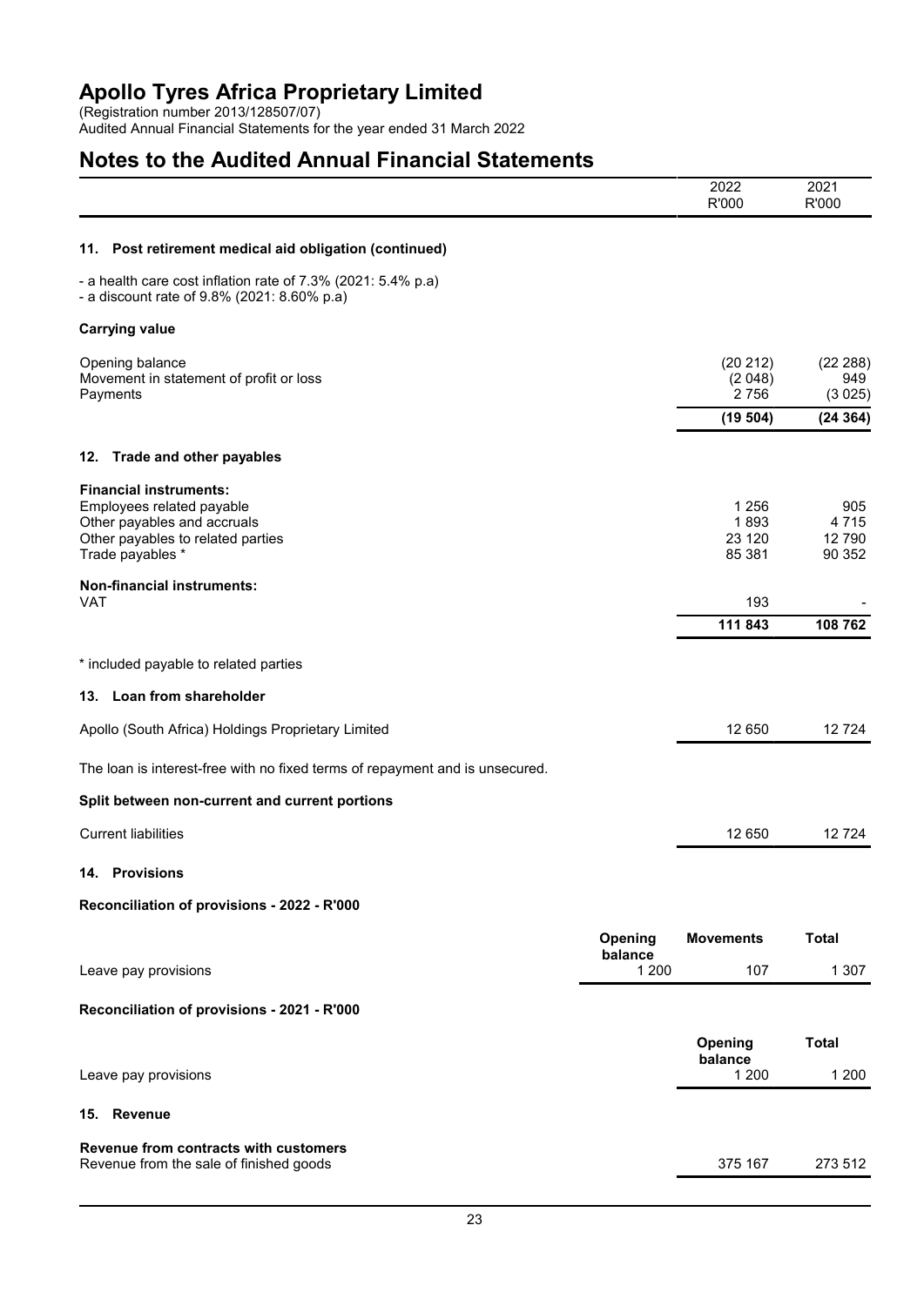# Apollo Tyres Africa Proprietary Limited

(Registration number 2013/128507/07)
Audited Annual Financial Statements for the year ended 31 March 2022

## Notes to the Audited Annual Financial Statements

| | 2022 R'000 | 2021 R'000 |
|---|---|---|

### 11. Post retirement medical aid obligation (continued)

- a health care cost inflation rate of 7.3% (2021: 5.4% p.a)
- a discount rate of 9.8% (2021: 8.60% p.a)

**Carrying value**

| | 2022 R'000 | 2021 R'000 |
|---|---|---|
| Opening balance | (20 212) | (22 288) |
| Movement in statement of profit or loss | (2 048) | 949 |
| Payments | 2 756 | (3 025) |
| | **(19 504)** | **(24 364)** |

### 12. Trade and other payables

| | 2022 R'000 | 2021 R'000 |
|---|---|---|
| **Financial instruments:** | | |
| Employees related payable | 1 256 | 905 |
| Other payables and accruals | 1 893 | 4 715 |
| Other payables to related parties | 23 120 | 12 790 |
| Trade payables * | 85 381 | 90 352 |
| **Non-financial instruments:** | | |
| VAT | 193 | - |
| | **111 843** | **108 762** |

* included payable to related parties

### 13. Loan from shareholder

| | 2022 R'000 | 2021 R'000 |
|---|---|---|
| Apollo (South Africa) Holdings Proprietary Limited | 12 650 | 12 724 |

The loan is interest-free with no fixed terms of repayment and is unsecured.

**Split between non-current and current portions**

| | 2022 R'000 | 2021 R'000 |
|---|---|---|
| Current liabilities | 12 650 | 12 724 |

### 14. Provisions

**Reconciliation of provisions - 2022 - R'000**

| | Opening balance | Movements | Total |
|---|---|---|---|
| Leave pay provisions | 1 200 | 107 | 1 307 |

**Reconciliation of provisions - 2021 - R'000**

| | Opening balance | Total |
|---|---|---|
| Leave pay provisions | 1 200 | 1 200 |

### 15. Revenue

**Revenue from contracts with customers**

| | 2022 R'000 | 2021 R'000 |
|---|---|---|
| Revenue from the sale of finished goods | 375 167 | 273 512 |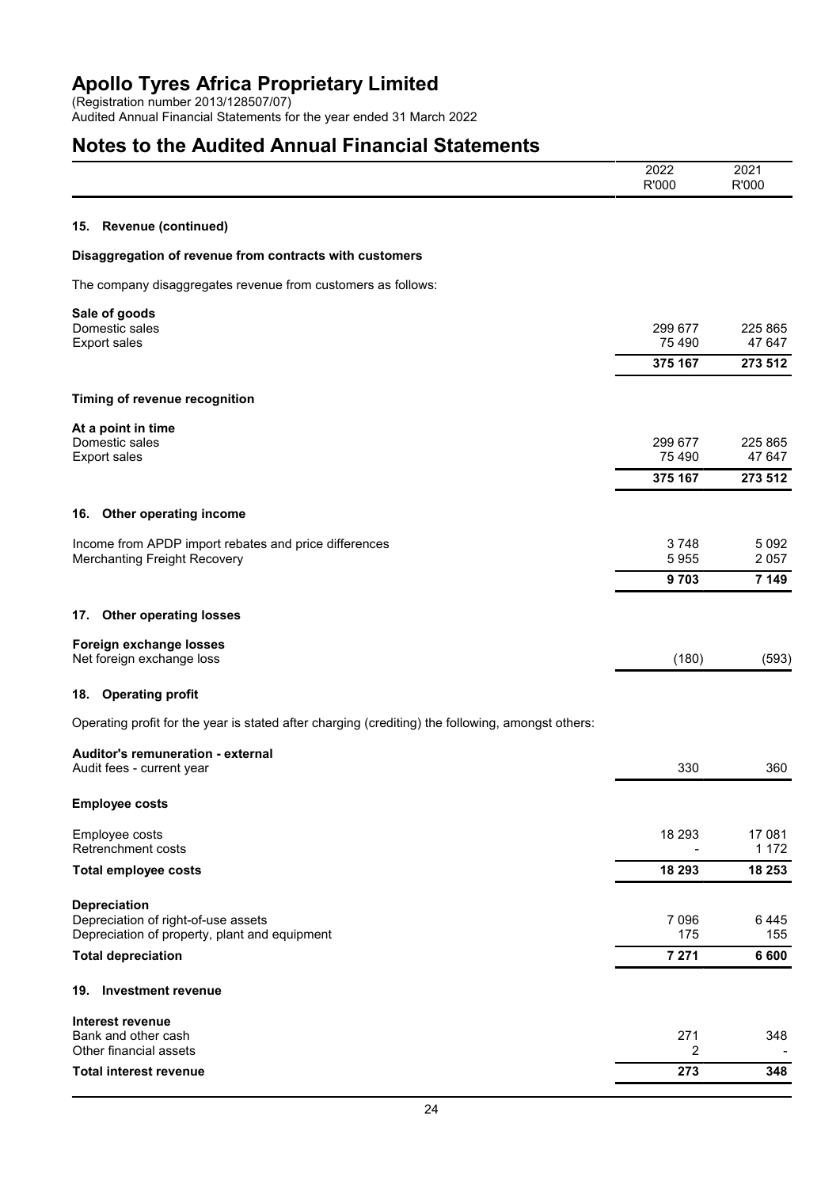# Apollo Tyres Africa Proprietary Limited

(Registration number 2013/128507/07)
Audited Annual Financial Statements for the year ended 31 March 2022

## Notes to the Audited Annual Financial Statements

| | 2022<br>R'000 | 2021<br>R'000 |
|---|---|---|

### 15. Revenue (continued)

**Disaggregation of revenue from contracts with customers**

The company disaggregates revenue from customers as follows:

| | 2022<br>R'000 | 2021<br>R'000 |
|---|---|---|
| **Sale of goods** | | |
| Domestic sales | 299 677 | 225 865 |
| Export sales | 75 490 | 47 647 |
| | **375 167** | **273 512** |

**Timing of revenue recognition**

| | 2022<br>R'000 | 2021<br>R'000 |
|---|---|---|
| **At a point in time** | | |
| Domestic sales | 299 677 | 225 865 |
| Export sales | 75 490 | 47 647 |
| | **375 167** | **273 512** |

### 16. Other operating income

| | 2022<br>R'000 | 2021<br>R'000 |
|---|---|---|
| Income from APDP import rebates and price differences | 3 748 | 5 092 |
| Merchanting Freight Recovery | 5 955 | 2 057 |
| | **9 703** | **7 149** |

### 17. Other operating losses

| | 2022<br>R'000 | 2021<br>R'000 |
|---|---|---|
| **Foreign exchange losses** | | |
| Net foreign exchange loss | (180) | (593) |

### 18. Operating profit

Operating profit for the year is stated after charging (crediting) the following, amongst others:

| | 2022<br>R'000 | 2021<br>R'000 |
|---|---|---|
| **Auditor's remuneration - external** | | |
| Audit fees - current year | 330 | 360 |
| **Employee costs** | | |
| Employee costs | 18 293 | 17 081 |
| Retrenchment costs | - | 1 172 |
| **Total employee costs** | **18 293** | **18 253** |
| **Depreciation** | | |
| Depreciation of right-of-use assets | 7 096 | 6 445 |
| Depreciation of property, plant and equipment | 175 | 155 |
| **Total depreciation** | **7 271** | **6 600** |

### 19. Investment revenue

| | 2022<br>R'000 | 2021<br>R'000 |
|---|---|---|
| **Interest revenue** | | |
| Bank and other cash | 271 | 348 |
| Other financial assets | 2 | - |
| **Total interest revenue** | **273** | **348** |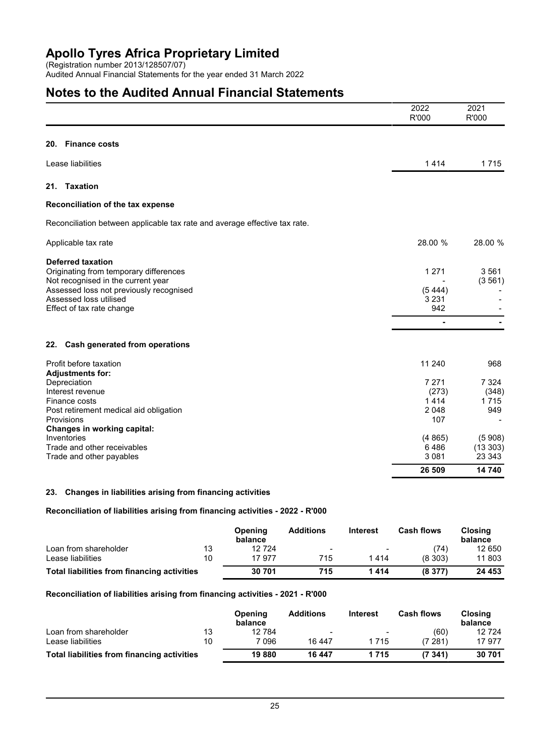# Apollo Tyres Africa Proprietary Limited

(Registration number 2013/128507/07)
Audited Annual Financial Statements for the year ended 31 March 2022

# Notes to the Audited Annual Financial Statements

| | 2022 R'000 | 2021 R'000 |
|---|---|---|
| **20. Finance costs** | | |
| Lease liabilities | 1 414 | 1 715 |
| **21. Taxation** | | |
| **Reconciliation of the tax expense** | | |
| Reconciliation between applicable tax rate and average effective tax rate. | | |
| Applicable tax rate | 28.00 % | 28.00 % |
| **Deferred taxation** | | |
| Originating from temporary differences | 1 271 | 3 561 |
| Not recognised in the current year | - | (3 561) |
| Assessed loss not previously recognised | (5 444) | - |
| Assessed loss utilised | 3 231 | - |
| Effect of tax rate change | 942 | - |
| | - | - |
| **22. Cash generated from operations** | | |
| Profit before taxation | 11 240 | 968 |
| **Adjustments for:** | | |
| Depreciation | 7 271 | 7 324 |
| Interest revenue | (273) | (348) |
| Finance costs | 1 414 | 1 715 |
| Post retirement medical aid obligation | 2 048 | 949 |
| Provisions | 107 | - |
| **Changes in working capital:** | | |
| Inventories | (4 865) | (5 908) |
| Trade and other receivables | 6 486 | (13 303) |
| Trade and other payables | 3 081 | 23 343 |
| | **26 509** | **14 740** |

## 23. Changes in liabilities arising from financing activities

**Reconciliation of liabilities arising from financing activities - 2022 - R'000**

| | | Opening balance | Additions | Interest | Cash flows | Closing balance |
|---|---|---|---|---|---|---|
| Loan from shareholder | 13 | 12 724 | - | - | (74) | 12 650 |
| Lease liabilities | 10 | 17 977 | 715 | 1 414 | (8 303) | 11 803 |
| **Total liabilities from financing activities** | | **30 701** | **715** | **1 414** | **(8 377)** | **24 453** |

**Reconciliation of liabilities arising from financing activities - 2021 - R'000**

| | | Opening balance | Additions | Interest | Cash flows | Closing balance |
|---|---|---|---|---|---|---|
| Loan from shareholder | 13 | 12 784 | - | - | (60) | 12 724 |
| Lease liabilities | 10 | 7 096 | 16 447 | 1 715 | (7 281) | 17 977 |
| **Total liabilities from financing activities** | | **19 880** | **16 447** | **1 715** | **(7 341)** | **30 701** |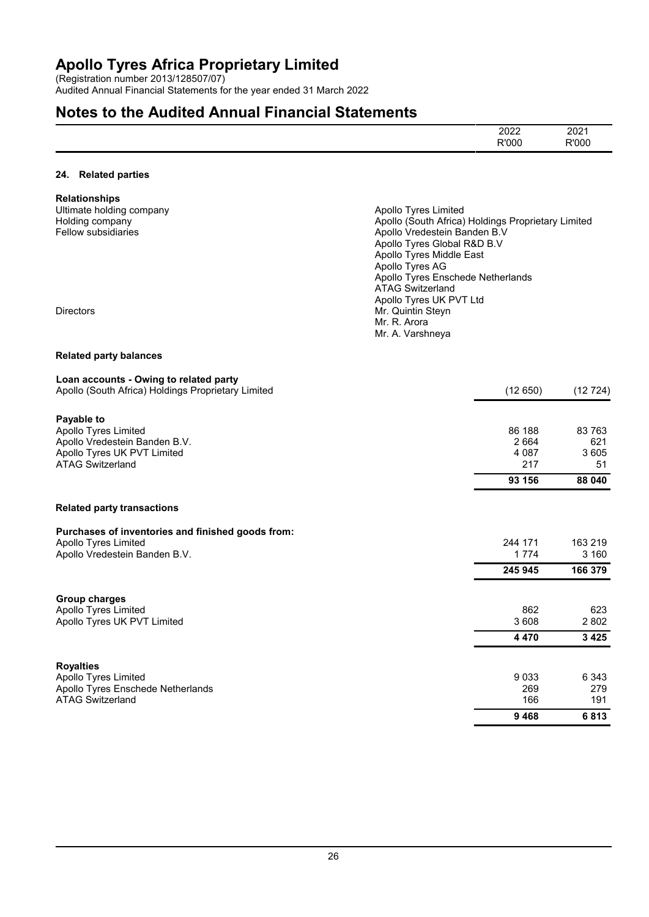# Apollo Tyres Africa Proprietary Limited

(Registration number 2013/128507/07)
Audited Annual Financial Statements for the year ended 31 March 2022

# Notes to the Audited Annual Financial Statements

| | 2022 R'000 | 2021 R'000 |
|---|---|---|

## 24. Related parties

**Relationships**

| | |
|---|---|
| Ultimate holding company | Apollo Tyres Limited |
| Holding company | Apollo (South Africa) Holdings Proprietary Limited |
| Fellow subsidiaries | Apollo Vredestein Banden B.V |
| | Apollo Tyres Global R&D B.V |
| | Apollo Tyres Middle East |
| | Apollo Tyres AG |
| | Apollo Tyres Enschede Netherlands |
| | ATAG Switzerland |
| | Apollo Tyres UK PVT Ltd |
| Directors | Mr. Quintin Steyn |
| | Mr. R. Arora |
| | Mr. A. Varshneya |

**Related party balances**

| | 2022 R'000 | 2021 R'000 |
|---|---|---|
| **Loan accounts - Owing to related party** | | |
| Apollo (South Africa) Holdings Proprietary Limited | (12 650) | (12 724) |
| **Payable to** | | |
| Apollo Tyres Limited | 86 188 | 83 763 |
| Apollo Vredestein Banden B.V. | 2 664 | 621 |
| Apollo Tyres UK PVT Limited | 4 087 | 3 605 |
| ATAG Switzerland | 217 | 51 |
| | **93 156** | **88 040** |

**Related party transactions**

| | 2022 R'000 | 2021 R'000 |
|---|---|---|
| **Purchases of inventories and finished goods from:** | | |
| Apollo Tyres Limited | 244 171 | 163 219 |
| Apollo Vredestein Banden B.V. | 1 774 | 3 160 |
| | **245 945** | **166 379** |
| **Group charges** | | |
| Apollo Tyres Limited | 862 | 623 |
| Apollo Tyres UK PVT Limited | 3 608 | 2 802 |
| | **4 470** | **3 425** |
| **Royalties** | | |
| Apollo Tyres Limited | 9 033 | 6 343 |
| Apollo Tyres Enschede Netherlands | 269 | 279 |
| ATAG Switzerland | 166 | 191 |
| | **9 468** | **6 813** |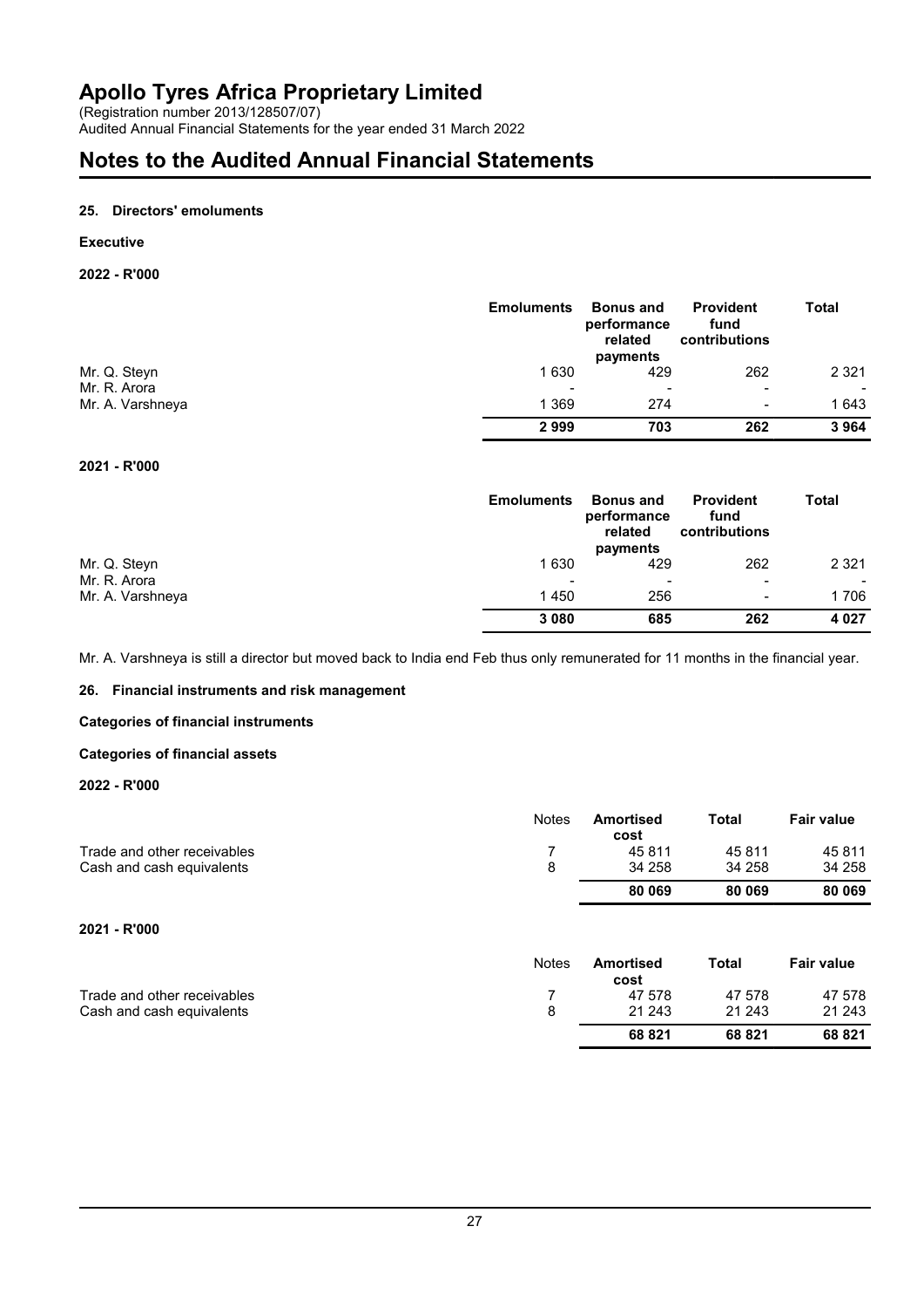# Apollo Tyres Africa Proprietary Limited

(Registration number 2013/128507/07)
Audited Annual Financial Statements for the year ended 31 March 2022

# Notes to the Audited Annual Financial Statements

### 25. Directors' emoluments

**Executive**

**2022 - R'000**

| | Emoluments | Bonus and performance related payments | Provident fund contributions | Total |
|---|---|---|---|---|
| Mr. Q. Steyn | 1 630 | 429 | 262 | 2 321 |
| Mr. R. Arora | - | - | - | - |
| Mr. A. Varshneya | 1 369 | 274 | - | 1 643 |
| | **2 999** | **703** | **262** | **3 964** |

**2021 - R'000**

| | Emoluments | Bonus and performance related payments | Provident fund contributions | Total |
|---|---|---|---|---|
| Mr. Q. Steyn | 1 630 | 429 | 262 | 2 321 |
| Mr. R. Arora | - | - | - | - |
| Mr. A. Varshneya | 1 450 | 256 | - | 1 706 |
| | **3 080** | **685** | **262** | **4 027** |

Mr. A. Varshneya is still a director but moved back to India end Feb thus only remunerated for 11 months in the financial year.

### 26. Financial instruments and risk management

**Categories of financial instruments**

**Categories of financial assets**

**2022 - R'000**

| | Notes | Amortised cost | Total | Fair value |
|---|---|---|---|---|
| Trade and other receivables | 7 | 45 811 | 45 811 | 45 811 |
| Cash and cash equivalents | 8 | 34 258 | 34 258 | 34 258 |
| | | **80 069** | **80 069** | **80 069** |

**2021 - R'000**

| | Notes | Amortised cost | Total | Fair value |
|---|---|---|---|---|
| Trade and other receivables | 7 | 47 578 | 47 578 | 47 578 |
| Cash and cash equivalents | 8 | 21 243 | 21 243 | 21 243 |
| | | **68 821** | **68 821** | **68 821** |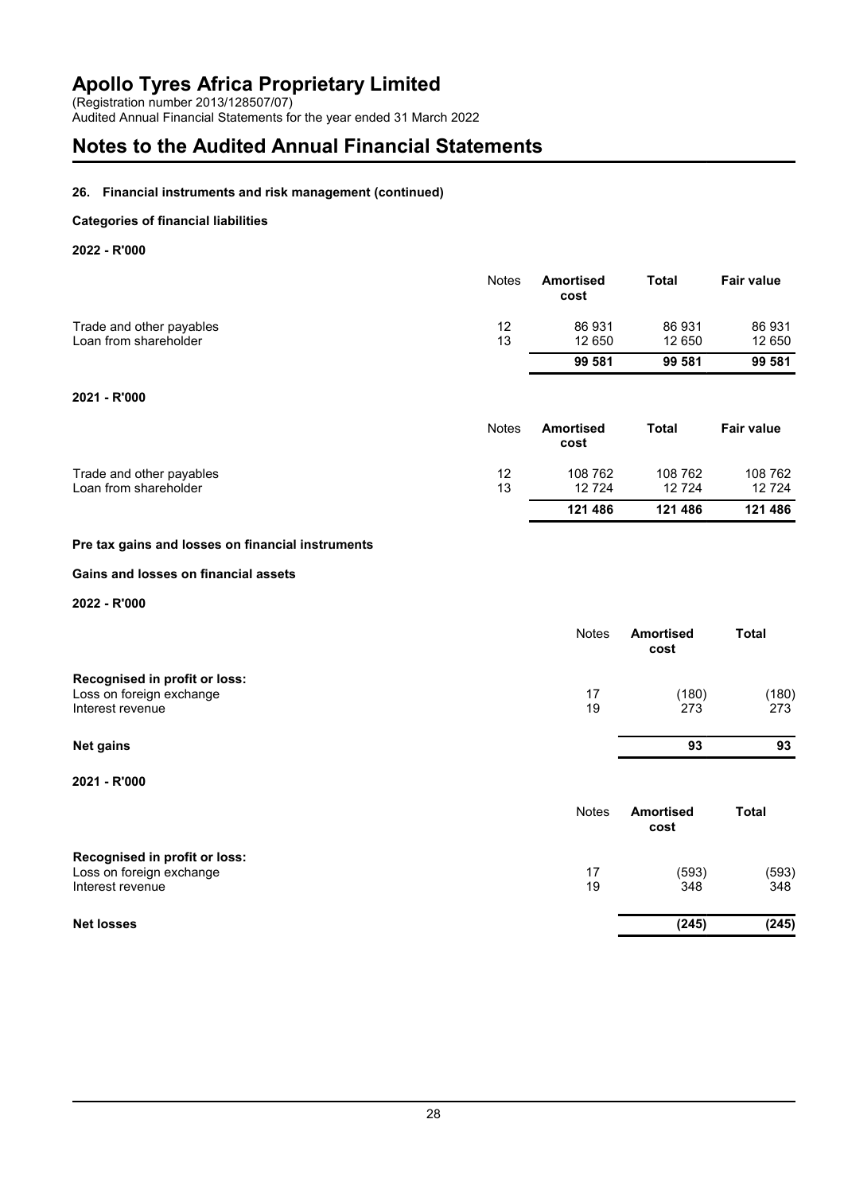# Apollo Tyres Africa Proprietary Limited

(Registration number 2013/128507/07)
Audited Annual Financial Statements for the year ended 31 March 2022

# Notes to the Audited Annual Financial Statements

### 26. Financial instruments and risk management (continued)

**Categories of financial liabilities**

**2022 - R'000**

| | Notes | Amortised cost | Total | Fair value |
|---|---|---|---|---|
| Trade and other payables | 12 | 86 931 | 86 931 | 86 931 |
| Loan from shareholder | 13 | 12 650 | 12 650 | 12 650 |
| | | **99 581** | **99 581** | **99 581** |

**2021 - R'000**

| | Notes | Amortised cost | Total | Fair value |
|---|---|---|---|---|
| Trade and other payables | 12 | 108 762 | 108 762 | 108 762 |
| Loan from shareholder | 13 | 12 724 | 12 724 | 12 724 |
| | | **121 486** | **121 486** | **121 486** |

**Pre tax gains and losses on financial instruments**

**Gains and losses on financial assets**

**2022 - R'000**

| | Notes | Amortised cost | Total |
|---|---|---|---|
| **Recognised in profit or loss:** | | | |
| Loss on foreign exchange | 17 | (180) | (180) |
| Interest revenue | 19 | 273 | 273 |
| **Net gains** | | **93** | **93** |

**2021 - R'000**

| | Notes | Amortised cost | Total |
|---|---|---|---|
| **Recognised in profit or loss:** | | | |
| Loss on foreign exchange | 17 | (593) | (593) |
| Interest revenue | 19 | 348 | 348 |
| **Net losses** | | **(245)** | **(245)** |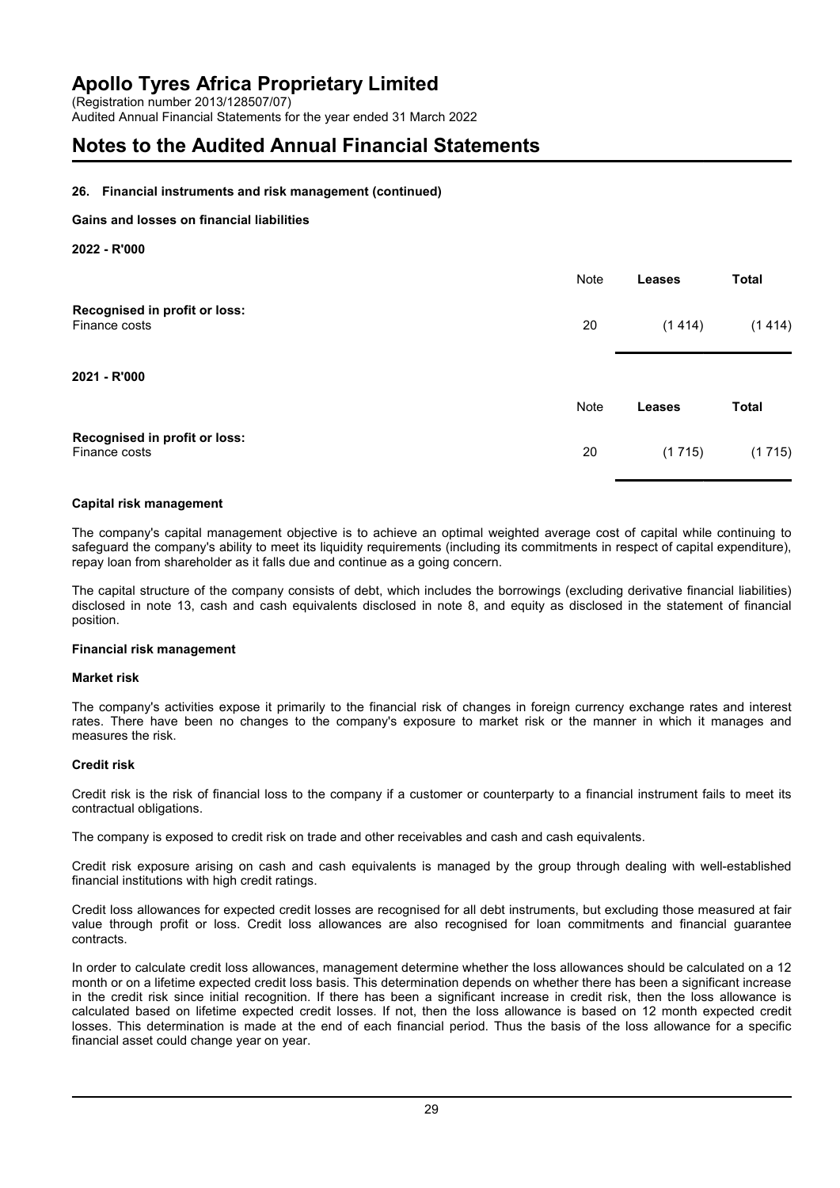## 26. Financial instruments and risk management (continued)

### Gains and losses on financial liabilities

**2022 - R'000**

| | Note | **Leases** | **Total** |
|---|---|---|---|
| **Recognised in profit or loss:** | | | |
| Finance costs | 20 | (1 414) | (1 414) |

**2021 - R'000**

| | Note | **Leases** | **Total** |
|---|---|---|---|
| **Recognised in profit or loss:** | | | |
| Finance costs | 20 | (1 715) | (1 715) |

### Capital risk management

The company's capital management objective is to achieve an optimal weighted average cost of capital while continuing to safeguard the company's ability to meet its liquidity requirements (including its commitments in respect of capital expenditure), repay loan from shareholder as it falls due and continue as a going concern.

The capital structure of the company consists of debt, which includes the borrowings (excluding derivative financial liabilities) disclosed in note 13, cash and cash equivalents disclosed in note 8, and equity as disclosed in the statement of financial position.

### Financial risk management

#### Market risk

The company's activities expose it primarily to the financial risk of changes in foreign currency exchange rates and interest rates. There have been no changes to the company's exposure to market risk or the manner in which it manages and measures the risk.

#### Credit risk

Credit risk is the risk of financial loss to the company if a customer or counterparty to a financial instrument fails to meet its contractual obligations.

The company is exposed to credit risk on trade and other receivables and cash and cash equivalents.

Credit risk exposure arising on cash and cash equivalents is managed by the group through dealing with well-established financial institutions with high credit ratings.

Credit loss allowances for expected credit losses are recognised for all debt instruments, but excluding those measured at fair value through profit or loss. Credit loss allowances are also recognised for loan commitments and financial guarantee contracts.

In order to calculate credit loss allowances, management determine whether the loss allowances should be calculated on a 12 month or on a lifetime expected credit loss basis. This determination depends on whether there has been a significant increase in the credit risk since initial recognition. If there has been a significant increase in credit risk, then the loss allowance is calculated based on lifetime expected credit losses. If not, then the loss allowance is based on 12 month expected credit losses. This determination is made at the end of each financial period. Thus the basis of the loss allowance for a specific financial asset could change year on year.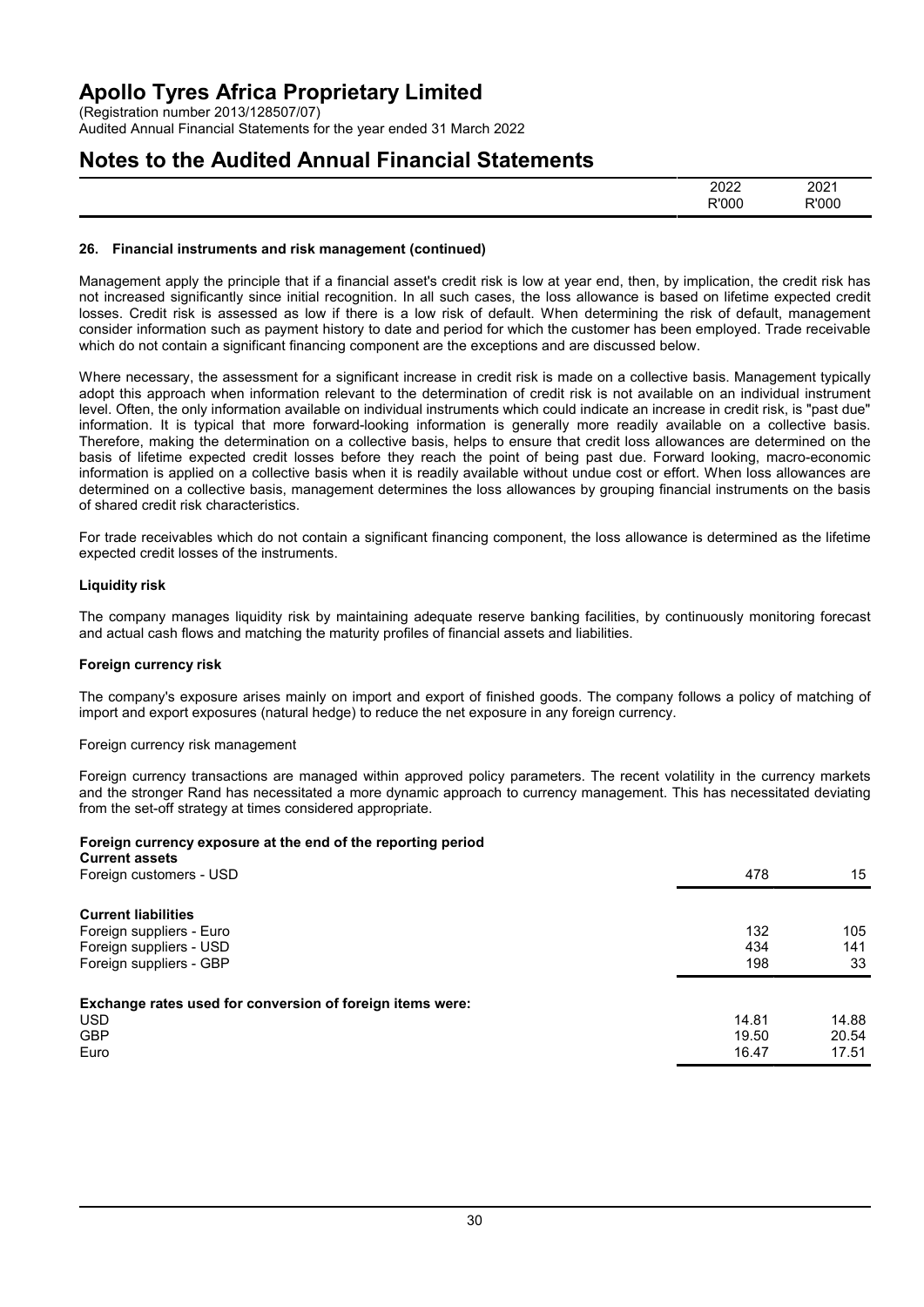# Apollo Tyres Africa Proprietary Limited

(Registration number 2013/128507/07)
Audited Annual Financial Statements for the year ended 31 March 2022

# Notes to the Audited Annual Financial Statements

| | 2022 | 2021 |
|---|---|---|
| | R'000 | R'000 |

### 26. Financial instruments and risk management (continued)

Management apply the principle that if a financial asset's credit risk is low at year end, then, by implication, the credit risk has not increased significantly since initial recognition. In all such cases, the loss allowance is based on lifetime expected credit losses. Credit risk is assessed as low if there is a low risk of default. When determining the risk of default, management consider information such as payment history to date and period for which the customer has been employed. Trade receivable which do not contain a significant financing component are the exceptions and are discussed below.

Where necessary, the assessment for a significant increase in credit risk is made on a collective basis. Management typically adopt this approach when information relevant to the determination of credit risk is not available on an individual instrument level. Often, the only information available on individual instruments which could indicate an increase in credit risk, is "past due" information. It is typical that more forward-looking information is generally more readily available on a collective basis. Therefore, making the determination on a collective basis, helps to ensure that credit loss allowances are determined on the basis of lifetime expected credit losses before they reach the point of being past due. Forward looking, macro-economic information is applied on a collective basis when it is readily available without undue cost or effort. When loss allowances are determined on a collective basis, management determines the loss allowances by grouping financial instruments on the basis of shared credit risk characteristics.

For trade receivables which do not contain a significant financing component, the loss allowance is determined as the lifetime expected credit losses of the instruments.

#### Liquidity risk

The company manages liquidity risk by maintaining adequate reserve banking facilities, by continuously monitoring forecast and actual cash flows and matching the maturity profiles of financial assets and liabilities.

#### Foreign currency risk

The company's exposure arises mainly on import and export of finished goods. The company follows a policy of matching of import and export exposures (natural hedge) to reduce the net exposure in any foreign currency.

Foreign currency risk management

Foreign currency transactions are managed within approved policy parameters. The recent volatility in the currency markets and the stronger Rand has necessitated a more dynamic approach to currency management. This has necessitated deviating from the set-off strategy at times considered appropriate.

**Foreign currency exposure at the end of the reporting period**

| | 2022 | 2021 |
|---|---|---|
| **Current assets** | | |
| Foreign customers - USD | 478 | 15 |
| **Current liabilities** | | |
| Foreign suppliers - Euro | 132 | 105 |
| Foreign suppliers - USD | 434 | 141 |
| Foreign suppliers - GBP | 198 | 33 |
| **Exchange rates used for conversion of foreign items were:** | | |
| USD | 14.81 | 14.88 |
| GBP | 19.50 | 20.54 |
| Euro | 16.47 | 17.51 |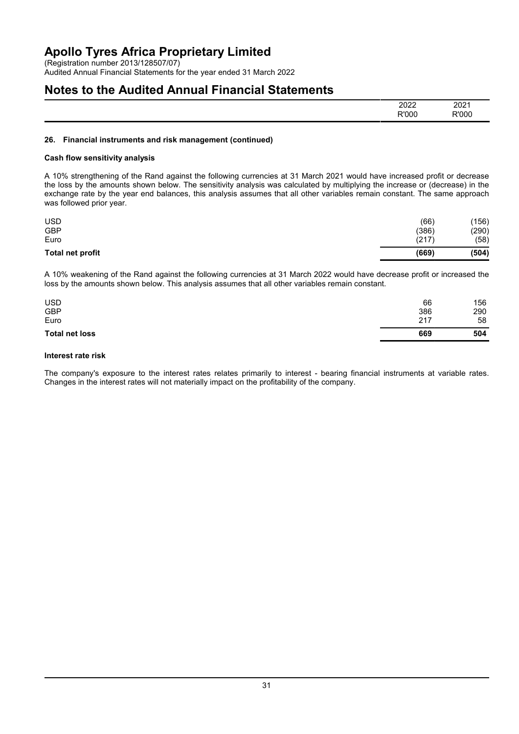# Apollo Tyres Africa Proprietary Limited

(Registration number 2013/128507/07)
Audited Annual Financial Statements for the year ended 31 March 2022

# Notes to the Audited Annual Financial Statements

| | 2022 R'000 | 2021 R'000 |
|---|---|---|

### 26. Financial instruments and risk management (continued)

**Cash flow sensitivity analysis**

A 10% strengthening of the Rand against the following currencies at 31 March 2021 would have increased profit or decrease the loss by the amounts shown below. The sensitivity analysis was calculated by multiplying the increase or (decrease) in the exchange rate by the year end balances, this analysis assumes that all other variables remain constant. The same approach was followed prior year.

| | 2022 R'000 | 2021 R'000 |
|---|---|---|
| USD | (66) | (156) |
| GBP | (386) | (290) |
| Euro | (217) | (58) |
| **Total net profit** | **(669)** | **(504)** |

A 10% weakening of the Rand against the following currencies at 31 March 2022 would have decrease profit or increased the loss by the amounts shown below. This analysis assumes that all other variables remain constant.

| | 2022 R'000 | 2021 R'000 |
|---|---|---|
| USD | 66 | 156 |
| GBP | 386 | 290 |
| Euro | 217 | 58 |
| **Total net loss** | **669** | **504** |

**Interest rate risk**

The company's exposure to the interest rates relates primarily to interest - bearing financial instruments at variable rates. Changes in the interest rates will not materially impact on the profitability of the company.